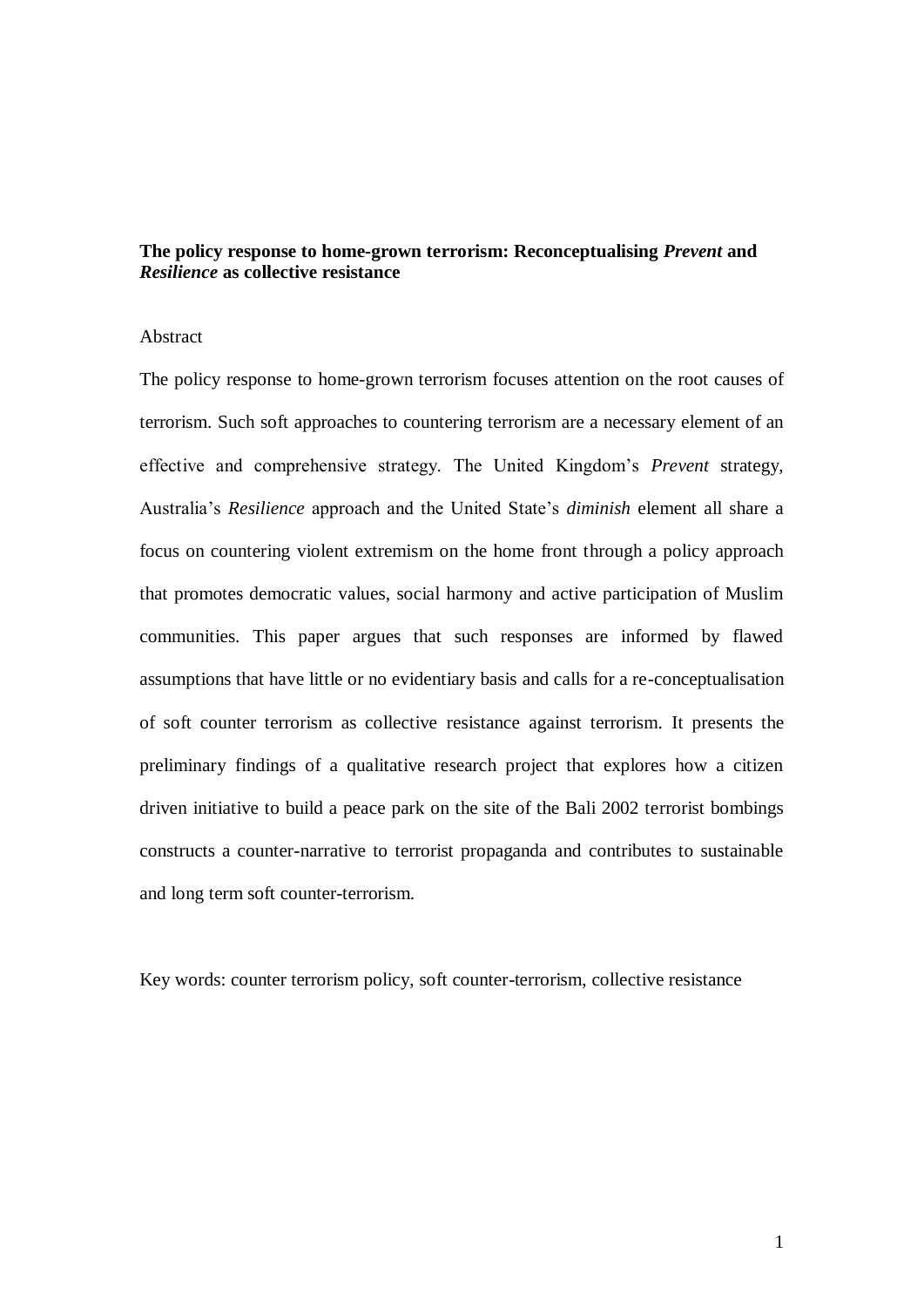# The policy response to home-grown terrorism: Reconceptualising *Prevent* and *Resilience* as collective resistance

Abstract

The policy response to home-grown terrorism focuses attention on the root causes of terrorism. Such soft approaches to countering terrorism are a necessary element of an effective and comprehensive strategy. The United Kingdom's *Prevent* strategy, Australia's *Resilience* approach and the United State's *diminish* element all share a focus on countering violent extremism on the home front through a policy approach that promotes democratic values, social harmony and active participation of Muslim communities. This paper argues that such responses are informed by flawed assumptions that have little or no evidentiary basis and calls for a re-conceptualisation of soft counter terrorism as collective resistance against terrorism. It presents the preliminary findings of a qualitative research project that explores how a citizen driven initiative to build a peace park on the site of the Bali 2002 terrorist bombings constructs a counter-narrative to terrorist propaganda and contributes to sustainable and long term soft counter-terrorism.

Key words: counter terrorism policy, soft counter-terrorism, collective resistance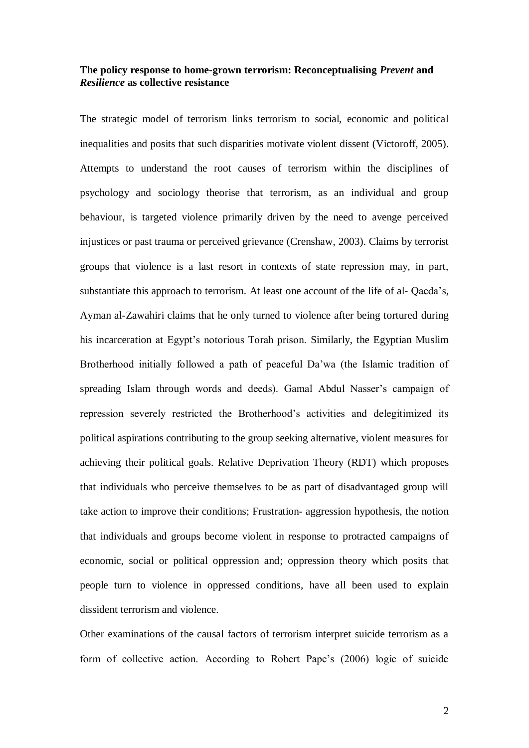**The policy response to home-grown terrorism: Reconceptualising *Prevent* and *Resilience* as collective resistance**

The strategic model of terrorism links terrorism to social, economic and political inequalities and posits that such disparities motivate violent dissent (Victoroff, 2005). Attempts to understand the root causes of terrorism within the disciplines of psychology and sociology theorise that terrorism, as an individual and group behaviour, is targeted violence primarily driven by the need to avenge perceived injustices or past trauma or perceived grievance (Crenshaw, 2003). Claims by terrorist groups that violence is a last resort in contexts of state repression may, in part, substantiate this approach to terrorism. At least one account of the life of al- Qaeda's, Ayman al-Zawahiri claims that he only turned to violence after being tortured during his incarceration at Egypt's notorious Torah prison. Similarly, the Egyptian Muslim Brotherhood initially followed a path of peaceful Da'wa (the Islamic tradition of spreading Islam through words and deeds). Gamal Abdul Nasser's campaign of repression severely restricted the Brotherhood's activities and delegitimized its political aspirations contributing to the group seeking alternative, violent measures for achieving their political goals. Relative Deprivation Theory (RDT) which proposes that individuals who perceive themselves to be as part of disadvantaged group will take action to improve their conditions; Frustration- aggression hypothesis, the notion that individuals and groups become violent in response to protracted campaigns of economic, social or political oppression and; oppression theory which posits that people turn to violence in oppressed conditions, have all been used to explain dissident terrorism and violence.

Other examinations of the causal factors of terrorism interpret suicide terrorism as a form of collective action. According to Robert Pape's (2006) logic of suicide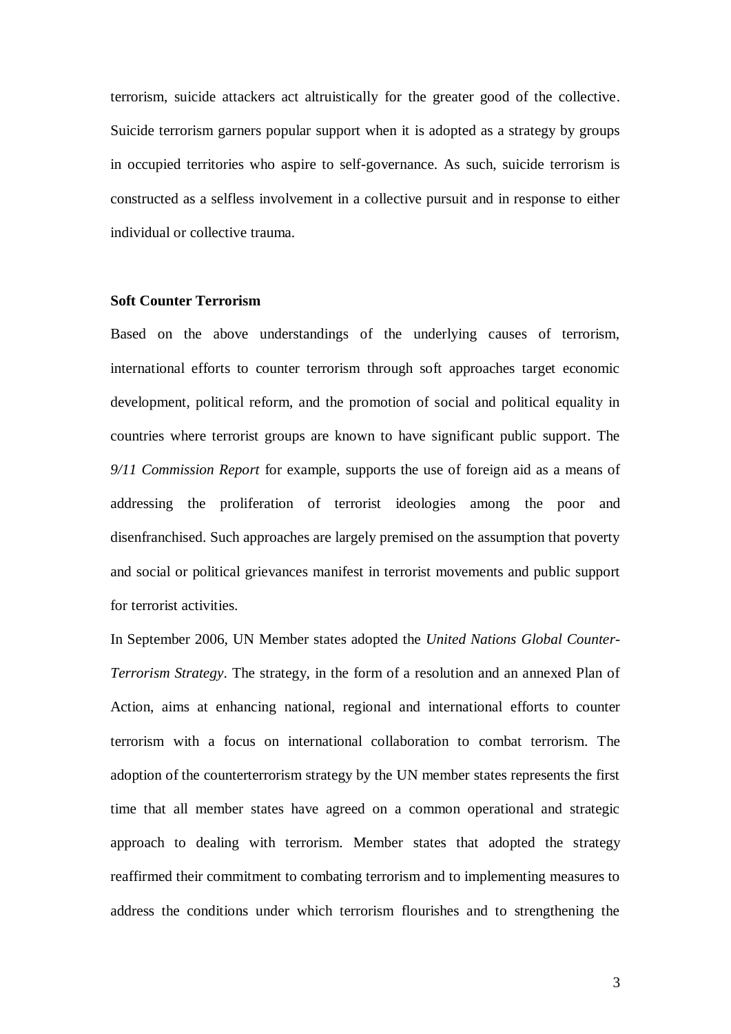terrorism, suicide attackers act altruistically for the greater good of the collective. Suicide terrorism garners popular support when it is adopted as a strategy by groups in occupied territories who aspire to self-governance. As such, suicide terrorism is constructed as a selfless involvement in a collective pursuit and in response to either individual or collective trauma.

**Soft Counter Terrorism**

Based on the above understandings of the underlying causes of terrorism, international efforts to counter terrorism through soft approaches target economic development, political reform, and the promotion of social and political equality in countries where terrorist groups are known to have significant public support. The *9/11 Commission Report* for example, supports the use of foreign aid as a means of addressing the proliferation of terrorist ideologies among the poor and disenfranchised. Such approaches are largely premised on the assumption that poverty and social or political grievances manifest in terrorist movements and public support for terrorist activities.

In September 2006, UN Member states adopted the *United Nations Global Counter-Terrorism Strategy*. The strategy, in the form of a resolution and an annexed Plan of Action, aims at enhancing national, regional and international efforts to counter terrorism with a focus on international collaboration to combat terrorism. The adoption of the counterterrorism strategy by the UN member states represents the first time that all member states have agreed on a common operational and strategic approach to dealing with terrorism. Member states that adopted the strategy reaffirmed their commitment to combating terrorism and to implementing measures to address the conditions under which terrorism flourishes and to strengthening the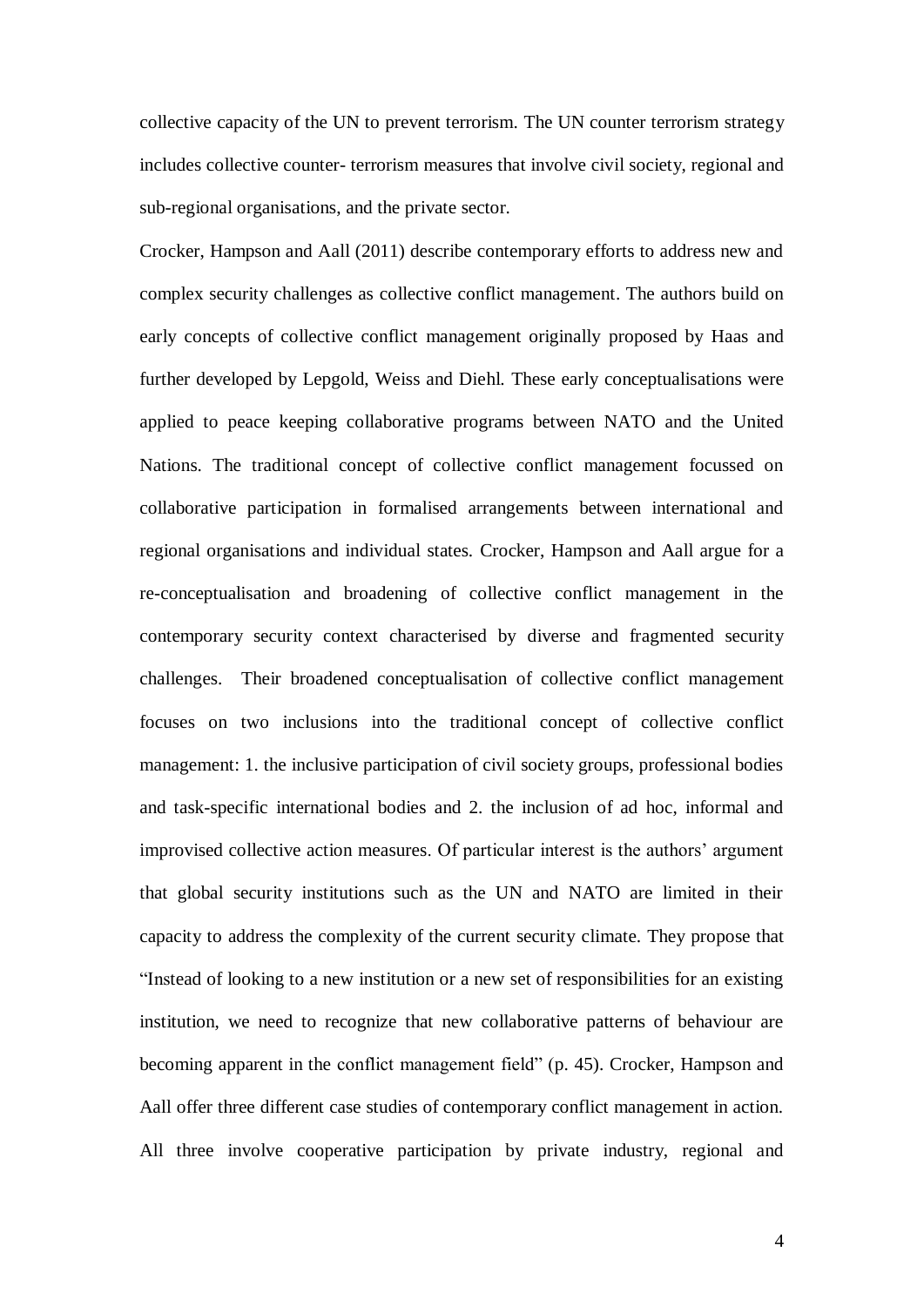collective capacity of the UN to prevent terrorism. The UN counter terrorism strategy includes collective counter- terrorism measures that involve civil society, regional and sub-regional organisations, and the private sector.

Crocker, Hampson and Aall (2011) describe contemporary efforts to address new and complex security challenges as collective conflict management. The authors build on early concepts of collective conflict management originally proposed by Haas and further developed by Lepgold, Weiss and Diehl. These early conceptualisations were applied to peace keeping collaborative programs between NATO and the United Nations. The traditional concept of collective conflict management focussed on collaborative participation in formalised arrangements between international and regional organisations and individual states. Crocker, Hampson and Aall argue for a re-conceptualisation and broadening of collective conflict management in the contemporary security context characterised by diverse and fragmented security challenges. Their broadened conceptualisation of collective conflict management focuses on two inclusions into the traditional concept of collective conflict management: 1. the inclusive participation of civil society groups, professional bodies and task-specific international bodies and 2. the inclusion of ad hoc, informal and improvised collective action measures. Of particular interest is the authors' argument that global security institutions such as the UN and NATO are limited in their capacity to address the complexity of the current security climate. They propose that "Instead of looking to a new institution or a new set of responsibilities for an existing institution, we need to recognize that new collaborative patterns of behaviour are becoming apparent in the conflict management field" (p. 45). Crocker, Hampson and Aall offer three different case studies of contemporary conflict management in action. All three involve cooperative participation by private industry, regional and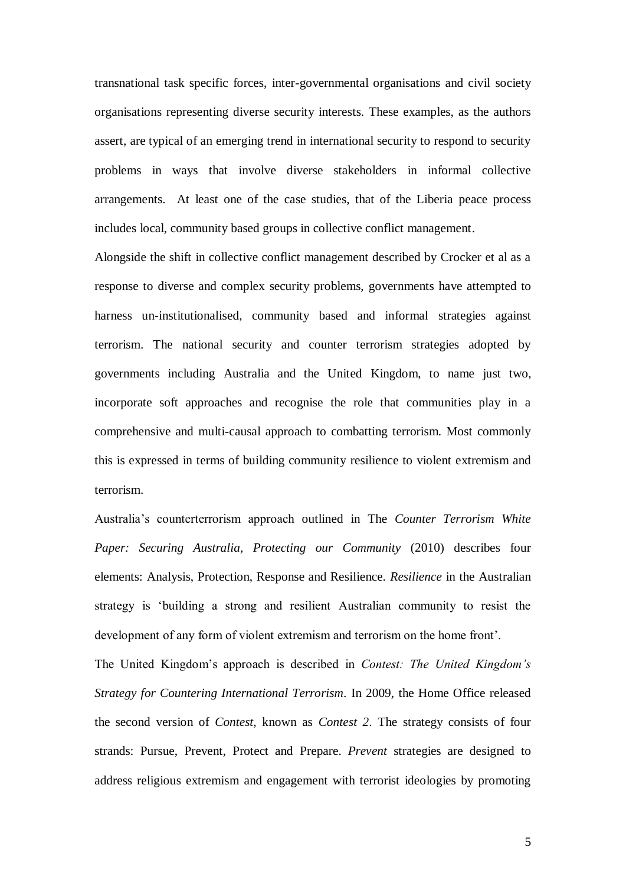transnational task specific forces, inter-governmental organisations and civil society organisations representing diverse security interests. These examples, as the authors assert, are typical of an emerging trend in international security to respond to security problems in ways that involve diverse stakeholders in informal collective arrangements. At least one of the case studies, that of the Liberia peace process includes local, community based groups in collective conflict management.

Alongside the shift in collective conflict management described by Crocker et al as a response to diverse and complex security problems, governments have attempted to harness un-institutionalised, community based and informal strategies against terrorism. The national security and counter terrorism strategies adopted by governments including Australia and the United Kingdom, to name just two, incorporate soft approaches and recognise the role that communities play in a comprehensive and multi-causal approach to combatting terrorism. Most commonly this is expressed in terms of building community resilience to violent extremism and terrorism.

Australia's counterterrorism approach outlined in The *Counter Terrorism White Paper: Securing Australia, Protecting our Community* (2010) describes four elements: Analysis, Protection, Response and Resilience. *Resilience* in the Australian strategy is 'building a strong and resilient Australian community to resist the development of any form of violent extremism and terrorism on the home front'.

The United Kingdom's approach is described in *Contest: The United Kingdom's Strategy for Countering International Terrorism*. In 2009, the Home Office released the second version of *Contest*, known as *Contest 2*. The strategy consists of four strands: Pursue, Prevent, Protect and Prepare. *Prevent* strategies are designed to address religious extremism and engagement with terrorist ideologies by promoting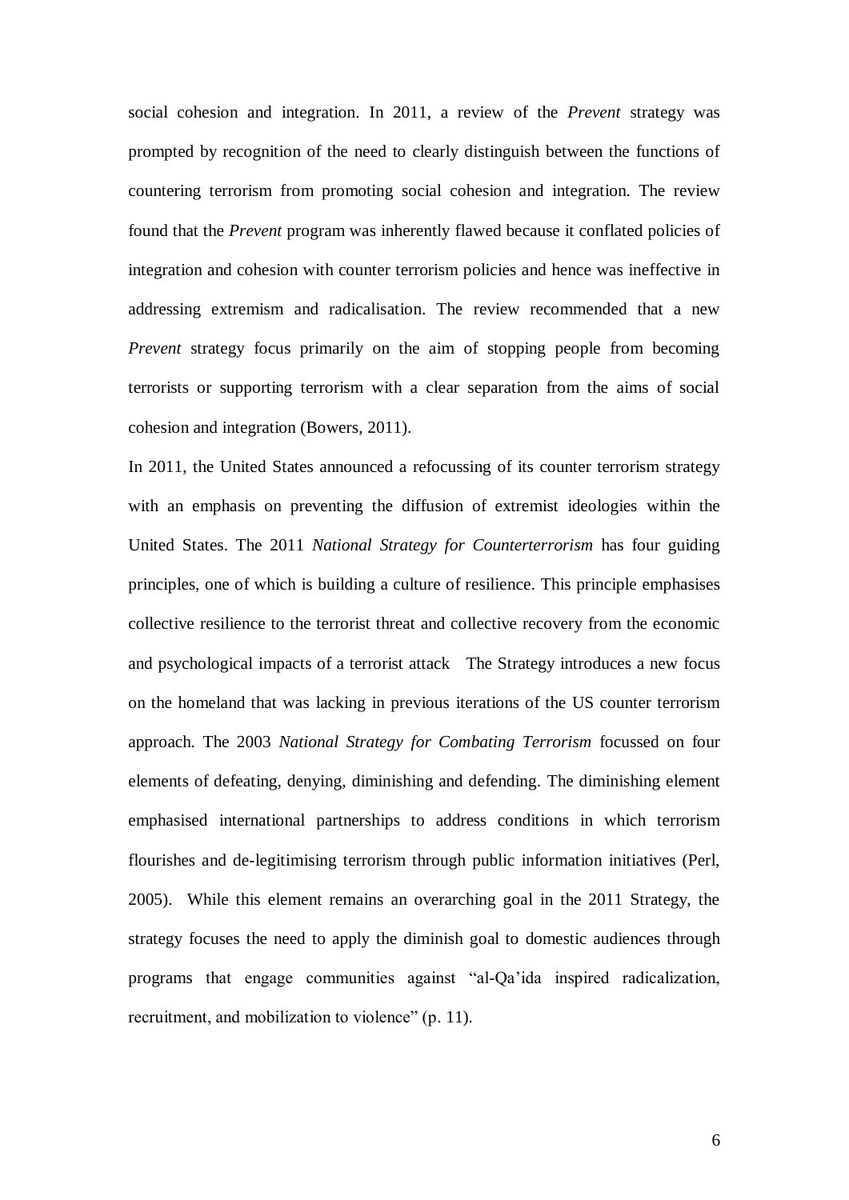social cohesion and integration. In 2011, a review of the *Prevent* strategy was prompted by recognition of the need to clearly distinguish between the functions of countering terrorism from promoting social cohesion and integration. The review found that the *Prevent* program was inherently flawed because it conflated policies of integration and cohesion with counter terrorism policies and hence was ineffective in addressing extremism and radicalisation. The review recommended that a new *Prevent* strategy focus primarily on the aim of stopping people from becoming terrorists or supporting terrorism with a clear separation from the aims of social cohesion and integration (Bowers, 2011).

In 2011, the United States announced a refocussing of its counter terrorism strategy with an emphasis on preventing the diffusion of extremist ideologies within the United States. The 2011 *National Strategy for Counterterrorism* has four guiding principles, one of which is building a culture of resilience. This principle emphasises collective resilience to the terrorist threat and collective recovery from the economic and psychological impacts of a terrorist attack The Strategy introduces a new focus on the homeland that was lacking in previous iterations of the US counter terrorism approach. The 2003 *National Strategy for Combating Terrorism* focussed on four elements of defeating, denying, diminishing and defending. The diminishing element emphasised international partnerships to address conditions in which terrorism flourishes and de-legitimising terrorism through public information initiatives (Perl, 2005). While this element remains an overarching goal in the 2011 Strategy, the strategy focuses the need to apply the diminish goal to domestic audiences through programs that engage communities against "al-Qa'ida inspired radicalization, recruitment, and mobilization to violence" (p. 11).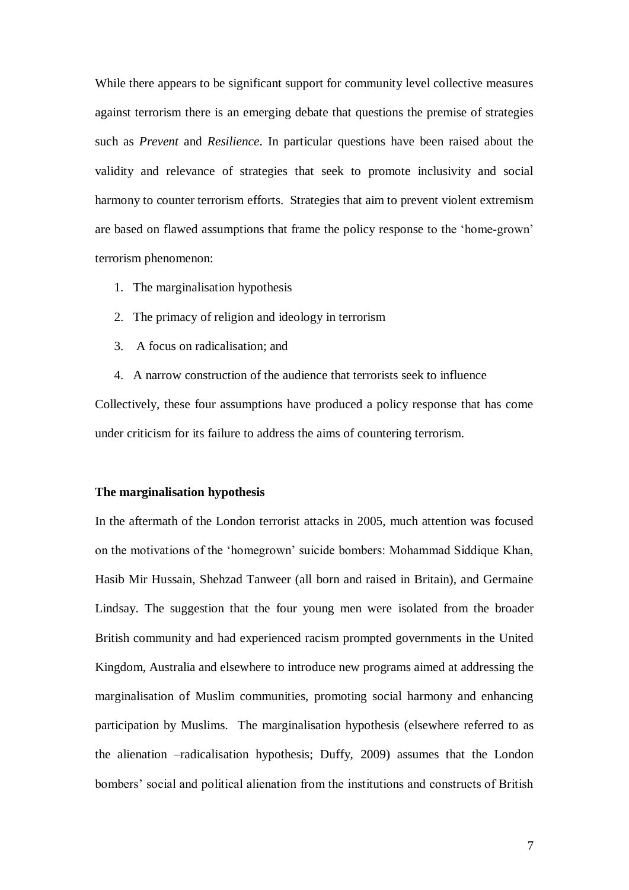While there appears to be significant support for community level collective measures against terrorism there is an emerging debate that questions the premise of strategies such as *Prevent* and *Resilience*. In particular questions have been raised about the validity and relevance of strategies that seek to promote inclusivity and social harmony to counter terrorism efforts. Strategies that aim to prevent violent extremism are based on flawed assumptions that frame the policy response to the 'home-grown' terrorism phenomenon:

1. The marginalisation hypothesis
2. The primacy of religion and ideology in terrorism
3. A focus on radicalisation; and
4. A narrow construction of the audience that terrorists seek to influence

Collectively, these four assumptions have produced a policy response that has come under criticism for its failure to address the aims of countering terrorism.

**The marginalisation hypothesis**

In the aftermath of the London terrorist attacks in 2005, much attention was focused on the motivations of the 'homegrown' suicide bombers: Mohammad Siddique Khan, Hasib Mir Hussain, Shehzad Tanweer (all born and raised in Britain), and Germaine Lindsay. The suggestion that the four young men were isolated from the broader British community and had experienced racism prompted governments in the United Kingdom, Australia and elsewhere to introduce new programs aimed at addressing the marginalisation of Muslim communities, promoting social harmony and enhancing participation by Muslims. The marginalisation hypothesis (elsewhere referred to as the alienation –radicalisation hypothesis; Duffy, 2009) assumes that the London bombers' social and political alienation from the institutions and constructs of British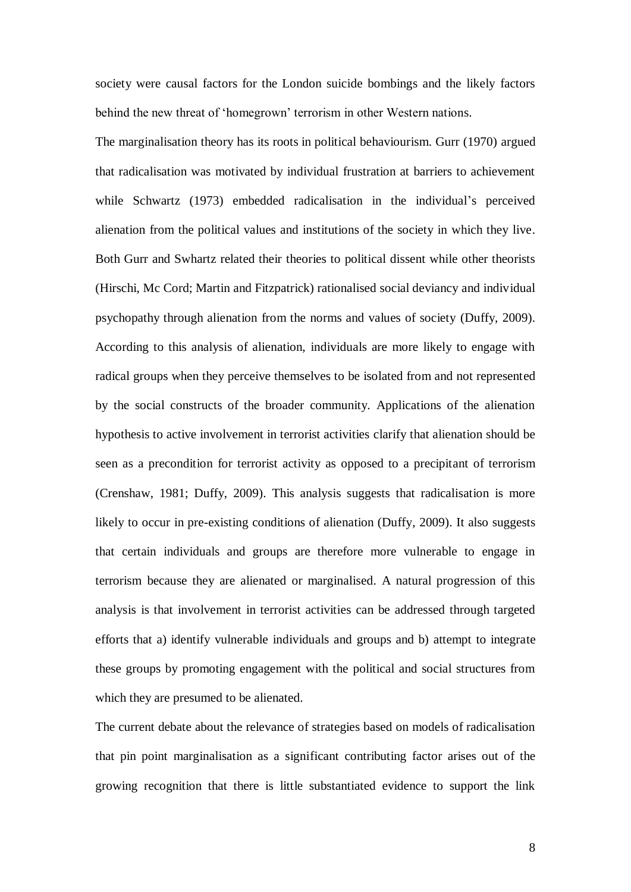society were causal factors for the London suicide bombings and the likely factors behind the new threat of 'homegrown' terrorism in other Western nations.

The marginalisation theory has its roots in political behaviourism. Gurr (1970) argued that radicalisation was motivated by individual frustration at barriers to achievement while Schwartz (1973) embedded radicalisation in the individual's perceived alienation from the political values and institutions of the society in which they live. Both Gurr and Swhartz related their theories to political dissent while other theorists (Hirschi, Mc Cord; Martin and Fitzpatrick) rationalised social deviancy and individual psychopathy through alienation from the norms and values of society (Duffy, 2009). According to this analysis of alienation, individuals are more likely to engage with radical groups when they perceive themselves to be isolated from and not represented by the social constructs of the broader community. Applications of the alienation hypothesis to active involvement in terrorist activities clarify that alienation should be seen as a precondition for terrorist activity as opposed to a precipitant of terrorism (Crenshaw, 1981; Duffy, 2009). This analysis suggests that radicalisation is more likely to occur in pre-existing conditions of alienation (Duffy, 2009). It also suggests that certain individuals and groups are therefore more vulnerable to engage in terrorism because they are alienated or marginalised. A natural progression of this analysis is that involvement in terrorist activities can be addressed through targeted efforts that a) identify vulnerable individuals and groups and b) attempt to integrate these groups by promoting engagement with the political and social structures from which they are presumed to be alienated.

The current debate about the relevance of strategies based on models of radicalisation that pin point marginalisation as a significant contributing factor arises out of the growing recognition that there is little substantiated evidence to support the link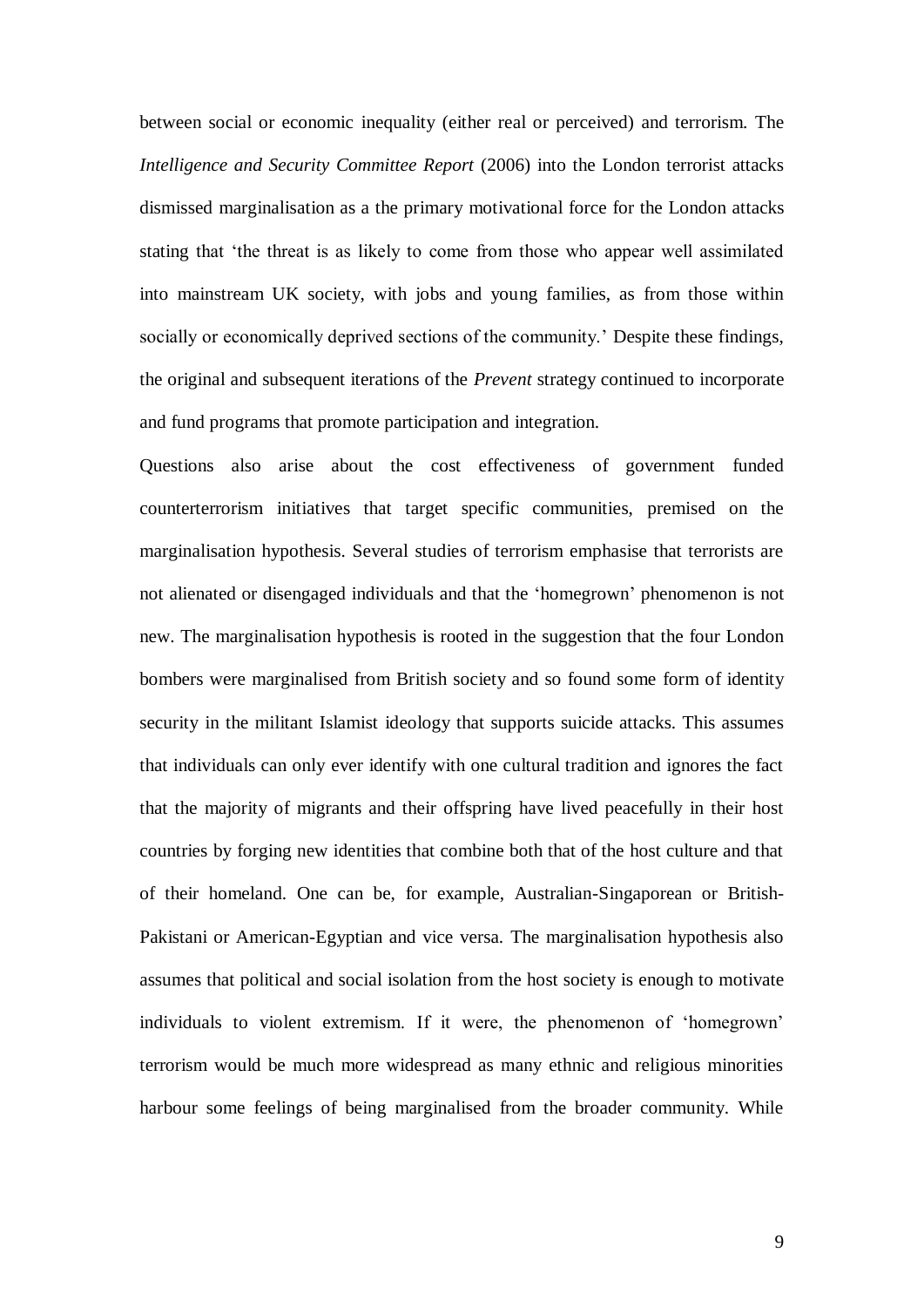between social or economic inequality (either real or perceived) and terrorism. The *Intelligence and Security Committee Report* (2006) into the London terrorist attacks dismissed marginalisation as a the primary motivational force for the London attacks stating that 'the threat is as likely to come from those who appear well assimilated into mainstream UK society, with jobs and young families, as from those within socially or economically deprived sections of the community.' Despite these findings, the original and subsequent iterations of the *Prevent* strategy continued to incorporate and fund programs that promote participation and integration.

Questions also arise about the cost effectiveness of government funded counterterrorism initiatives that target specific communities, premised on the marginalisation hypothesis. Several studies of terrorism emphasise that terrorists are not alienated or disengaged individuals and that the 'homegrown' phenomenon is not new. The marginalisation hypothesis is rooted in the suggestion that the four London bombers were marginalised from British society and so found some form of identity security in the militant Islamist ideology that supports suicide attacks. This assumes that individuals can only ever identify with one cultural tradition and ignores the fact that the majority of migrants and their offspring have lived peacefully in their host countries by forging new identities that combine both that of the host culture and that of their homeland. One can be, for example, Australian-Singaporean or British-Pakistani or American-Egyptian and vice versa. The marginalisation hypothesis also assumes that political and social isolation from the host society is enough to motivate individuals to violent extremism. If it were, the phenomenon of 'homegrown' terrorism would be much more widespread as many ethnic and religious minorities harbour some feelings of being marginalised from the broader community. While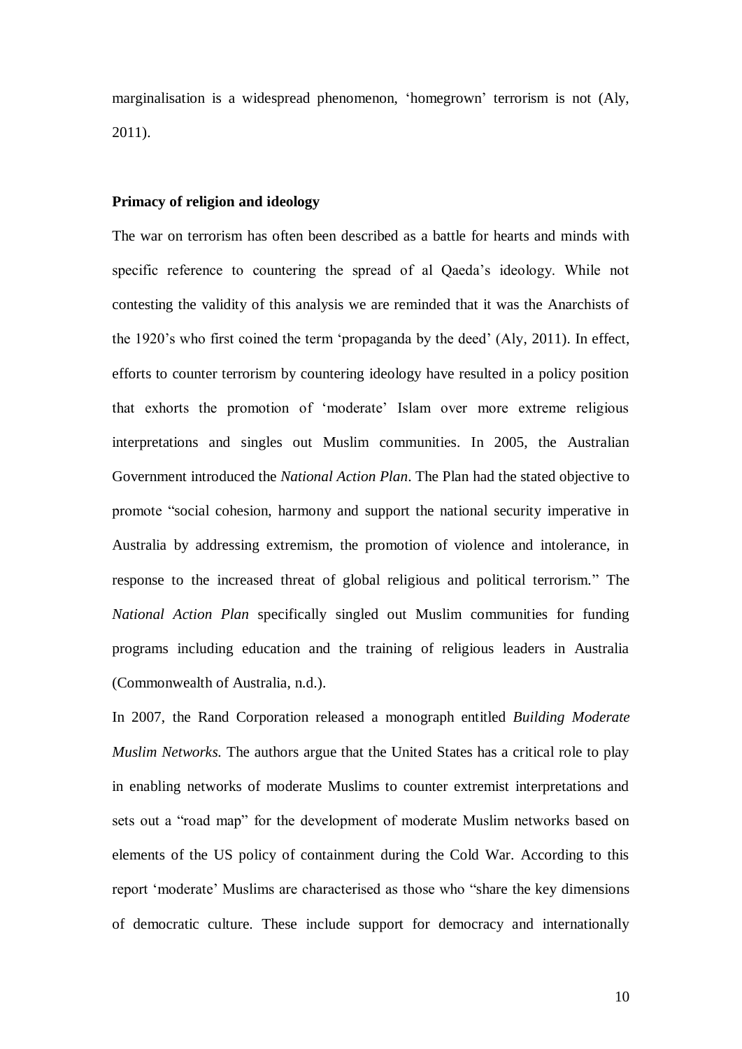marginalisation is a widespread phenomenon, 'homegrown' terrorism is not (Aly, 2011).

**Primacy of religion and ideology**

The war on terrorism has often been described as a battle for hearts and minds with specific reference to countering the spread of al Qaeda's ideology. While not contesting the validity of this analysis we are reminded that it was the Anarchists of the 1920's who first coined the term 'propaganda by the deed' (Aly, 2011). In effect, efforts to counter terrorism by countering ideology have resulted in a policy position that exhorts the promotion of 'moderate' Islam over more extreme religious interpretations and singles out Muslim communities. In 2005, the Australian Government introduced the *National Action Plan*. The Plan had the stated objective to promote "social cohesion, harmony and support the national security imperative in Australia by addressing extremism, the promotion of violence and intolerance, in response to the increased threat of global religious and political terrorism." The *National Action Plan* specifically singled out Muslim communities for funding programs including education and the training of religious leaders in Australia (Commonwealth of Australia, n.d.).

In 2007, the Rand Corporation released a monograph entitled *Building Moderate Muslim Networks.* The authors argue that the United States has a critical role to play in enabling networks of moderate Muslims to counter extremist interpretations and sets out a "road map" for the development of moderate Muslim networks based on elements of the US policy of containment during the Cold War. According to this report 'moderate' Muslims are characterised as those who "share the key dimensions of democratic culture. These include support for democracy and internationally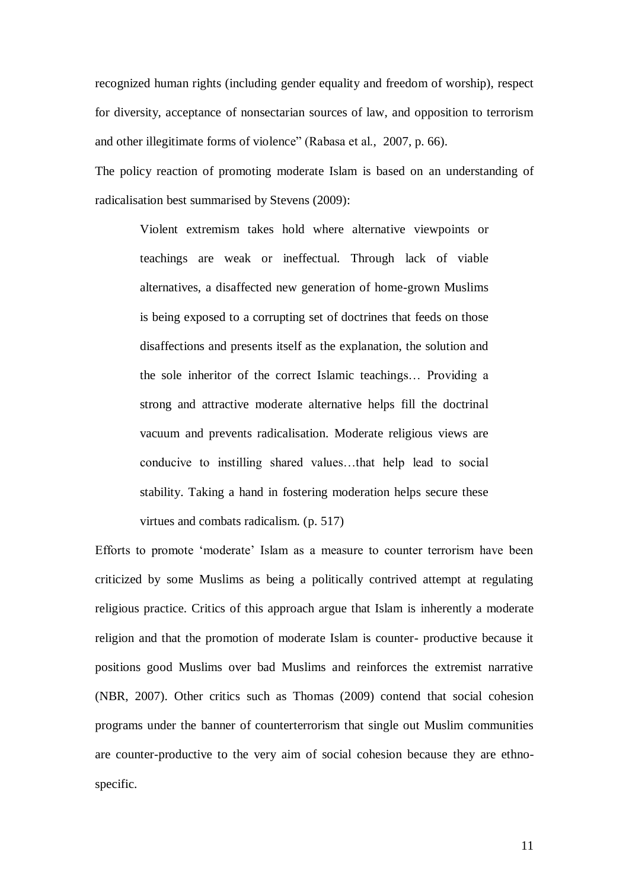recognized human rights (including gender equality and freedom of worship), respect for diversity, acceptance of nonsectarian sources of law, and opposition to terrorism and other illegitimate forms of violence" (Rabasa et al., 2007, p. 66).

The policy reaction of promoting moderate Islam is based on an understanding of radicalisation best summarised by Stevens (2009):

> Violent extremism takes hold where alternative viewpoints or teachings are weak or ineffectual. Through lack of viable alternatives, a disaffected new generation of home-grown Muslims is being exposed to a corrupting set of doctrines that feeds on those disaffections and presents itself as the explanation, the solution and the sole inheritor of the correct Islamic teachings… Providing a strong and attractive moderate alternative helps fill the doctrinal vacuum and prevents radicalisation. Moderate religious views are conducive to instilling shared values…that help lead to social stability. Taking a hand in fostering moderation helps secure these virtues and combats radicalism. (p. 517)

Efforts to promote 'moderate' Islam as a measure to counter terrorism have been criticized by some Muslims as being a politically contrived attempt at regulating religious practice. Critics of this approach argue that Islam is inherently a moderate religion and that the promotion of moderate Islam is counter- productive because it positions good Muslims over bad Muslims and reinforces the extremist narrative (NBR, 2007). Other critics such as Thomas (2009) contend that social cohesion programs under the banner of counterterrorism that single out Muslim communities are counter-productive to the very aim of social cohesion because they are ethno-specific.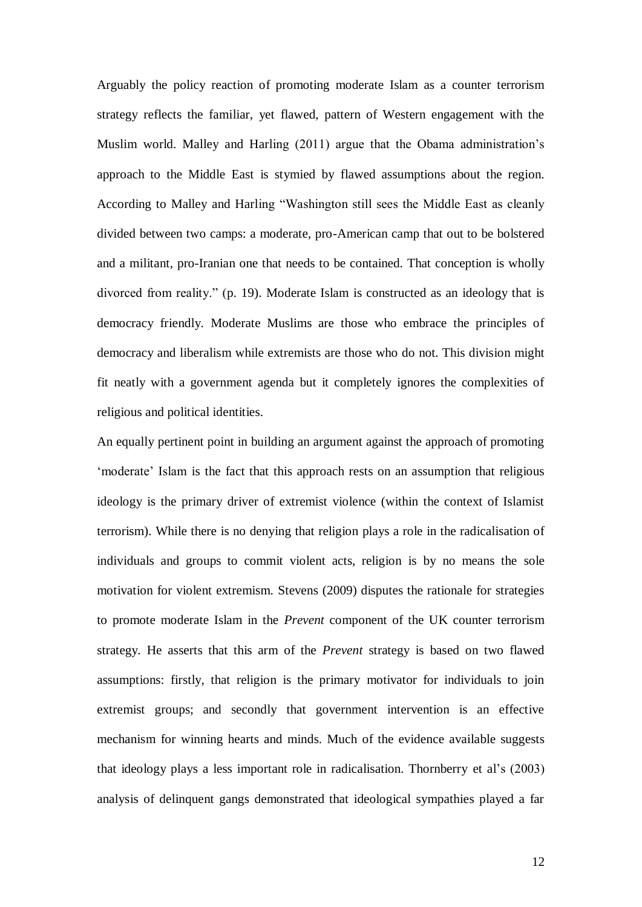Arguably the policy reaction of promoting moderate Islam as a counter terrorism strategy reflects the familiar, yet flawed, pattern of Western engagement with the Muslim world. Malley and Harling (2011) argue that the Obama administration's approach to the Middle East is stymied by flawed assumptions about the region. According to Malley and Harling "Washington still sees the Middle East as cleanly divided between two camps: a moderate, pro-American camp that out to be bolstered and a militant, pro-Iranian one that needs to be contained. That conception is wholly divorced from reality." (p. 19). Moderate Islam is constructed as an ideology that is democracy friendly. Moderate Muslims are those who embrace the principles of democracy and liberalism while extremists are those who do not. This division might fit neatly with a government agenda but it completely ignores the complexities of religious and political identities.

An equally pertinent point in building an argument against the approach of promoting 'moderate' Islam is the fact that this approach rests on an assumption that religious ideology is the primary driver of extremist violence (within the context of Islamist terrorism). While there is no denying that religion plays a role in the radicalisation of individuals and groups to commit violent acts, religion is by no means the sole motivation for violent extremism. Stevens (2009) disputes the rationale for strategies to promote moderate Islam in the *Prevent* component of the UK counter terrorism strategy. He asserts that this arm of the *Prevent* strategy is based on two flawed assumptions: firstly, that religion is the primary motivator for individuals to join extremist groups; and secondly that government intervention is an effective mechanism for winning hearts and minds. Much of the evidence available suggests that ideology plays a less important role in radicalisation. Thornberry et al's (2003) analysis of delinquent gangs demonstrated that ideological sympathies played a far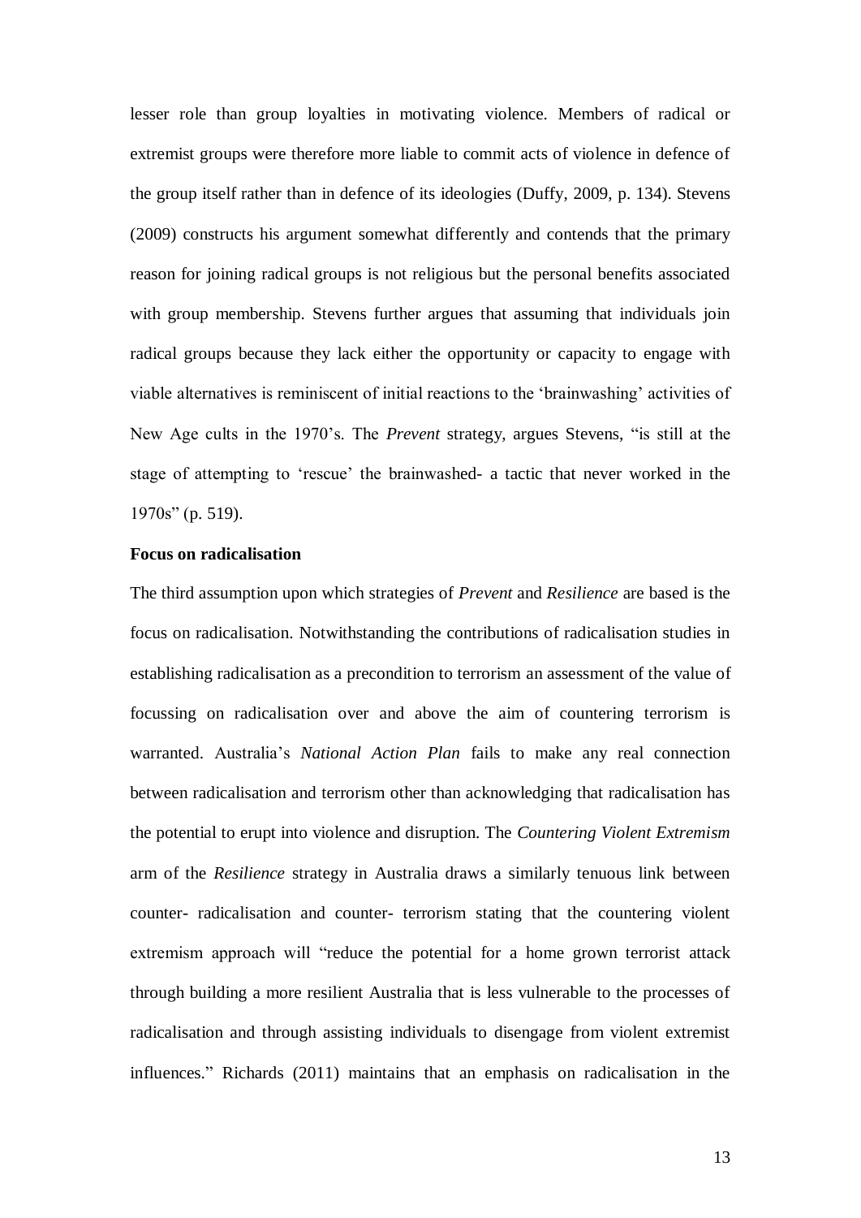lesser role than group loyalties in motivating violence. Members of radical or extremist groups were therefore more liable to commit acts of violence in defence of the group itself rather than in defence of its ideologies (Duffy, 2009, p. 134). Stevens (2009) constructs his argument somewhat differently and contends that the primary reason for joining radical groups is not religious but the personal benefits associated with group membership. Stevens further argues that assuming that individuals join radical groups because they lack either the opportunity or capacity to engage with viable alternatives is reminiscent of initial reactions to the 'brainwashing' activities of New Age cults in the 1970's. The *Prevent* strategy, argues Stevens, "is still at the stage of attempting to 'rescue' the brainwashed- a tactic that never worked in the 1970s" (p. 519).

**Focus on radicalisation**

The third assumption upon which strategies of *Prevent* and *Resilience* are based is the focus on radicalisation. Notwithstanding the contributions of radicalisation studies in establishing radicalisation as a precondition to terrorism an assessment of the value of focussing on radicalisation over and above the aim of countering terrorism is warranted. Australia's *National Action Plan* fails to make any real connection between radicalisation and terrorism other than acknowledging that radicalisation has the potential to erupt into violence and disruption. The *Countering Violent Extremism* arm of the *Resilience* strategy in Australia draws a similarly tenuous link between counter- radicalisation and counter- terrorism stating that the countering violent extremism approach will "reduce the potential for a home grown terrorist attack through building a more resilient Australia that is less vulnerable to the processes of radicalisation and through assisting individuals to disengage from violent extremist influences." Richards (2011) maintains that an emphasis on radicalisation in the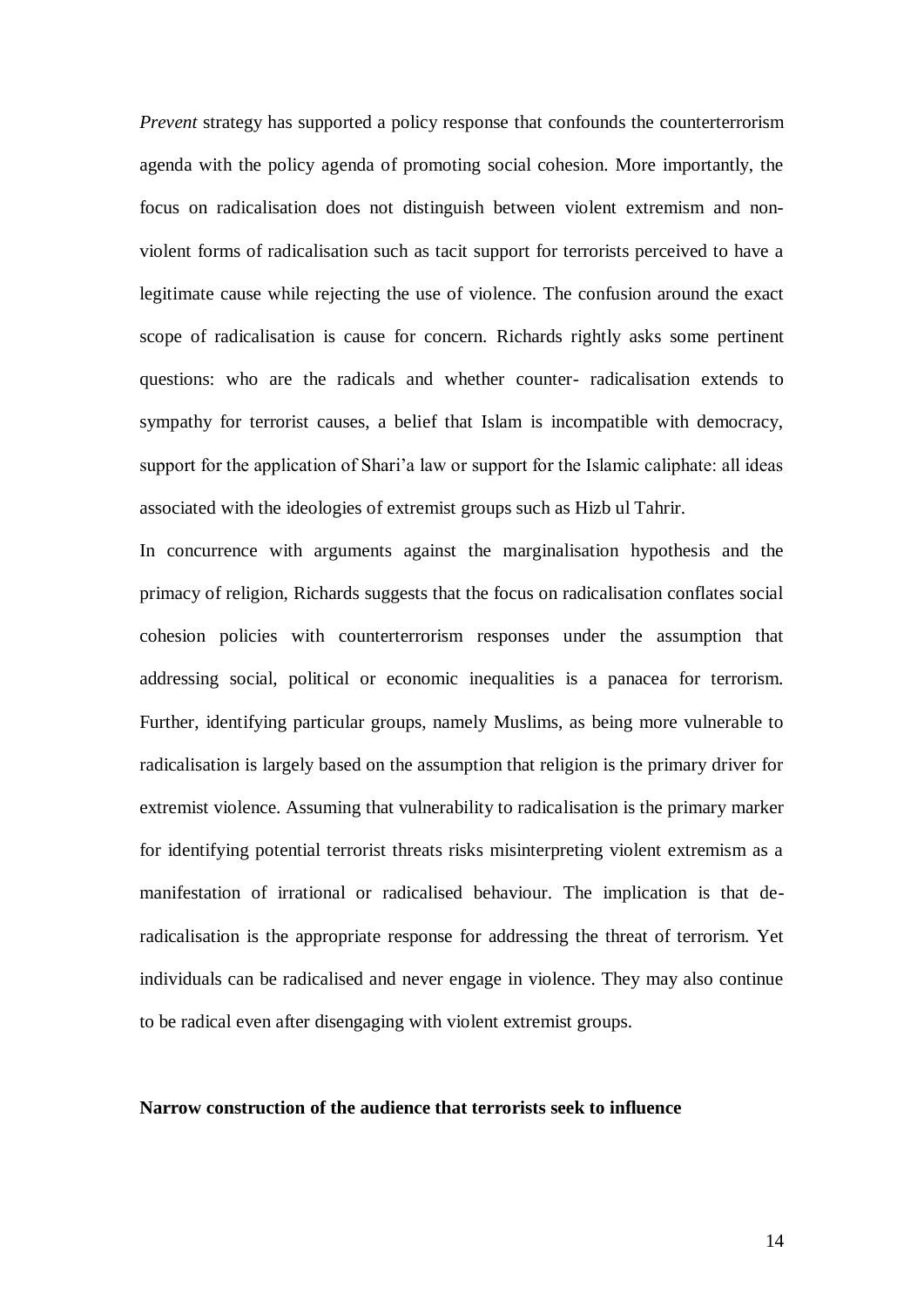*Prevent* strategy has supported a policy response that confounds the counterterrorism agenda with the policy agenda of promoting social cohesion. More importantly, the focus on radicalisation does not distinguish between violent extremism and non-violent forms of radicalisation such as tacit support for terrorists perceived to have a legitimate cause while rejecting the use of violence. The confusion around the exact scope of radicalisation is cause for concern. Richards rightly asks some pertinent questions: who are the radicals and whether counter- radicalisation extends to sympathy for terrorist causes, a belief that Islam is incompatible with democracy, support for the application of Shari'a law or support for the Islamic caliphate: all ideas associated with the ideologies of extremist groups such as Hizb ul Tahrir.

In concurrence with arguments against the marginalisation hypothesis and the primacy of religion, Richards suggests that the focus on radicalisation conflates social cohesion policies with counterterrorism responses under the assumption that addressing social, political or economic inequalities is a panacea for terrorism. Further, identifying particular groups, namely Muslims, as being more vulnerable to radicalisation is largely based on the assumption that religion is the primary driver for extremist violence. Assuming that vulnerability to radicalisation is the primary marker for identifying potential terrorist threats risks misinterpreting violent extremism as a manifestation of irrational or radicalised behaviour. The implication is that de-radicalisation is the appropriate response for addressing the threat of terrorism. Yet individuals can be radicalised and never engage in violence. They may also continue to be radical even after disengaging with violent extremist groups.

**Narrow construction of the audience that terrorists seek to influence**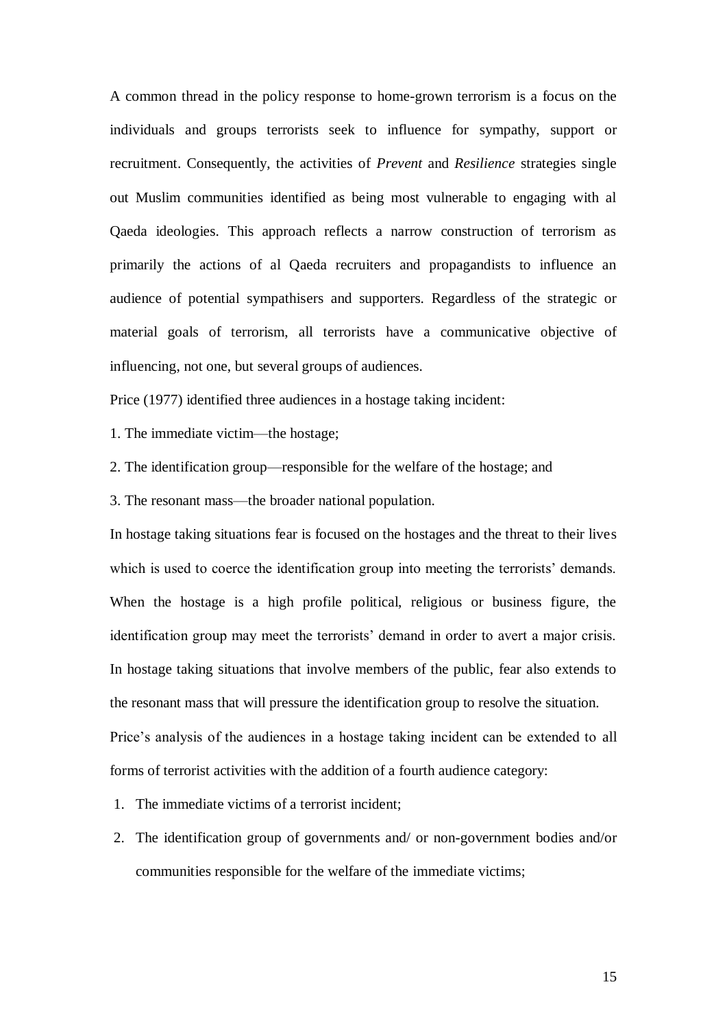A common thread in the policy response to home-grown terrorism is a focus on the individuals and groups terrorists seek to influence for sympathy, support or recruitment. Consequently, the activities of *Prevent* and *Resilience* strategies single out Muslim communities identified as being most vulnerable to engaging with al Qaeda ideologies. This approach reflects a narrow construction of terrorism as primarily the actions of al Qaeda recruiters and propagandists to influence an audience of potential sympathisers and supporters. Regardless of the strategic or material goals of terrorism, all terrorists have a communicative objective of influencing, not one, but several groups of audiences.

Price (1977) identified three audiences in a hostage taking incident:

1. The immediate victim—the hostage;
2. The identification group—responsible for the welfare of the hostage; and
3. The resonant mass—the broader national population.

In hostage taking situations fear is focused on the hostages and the threat to their lives which is used to coerce the identification group into meeting the terrorists' demands. When the hostage is a high profile political, religious or business figure, the identification group may meet the terrorists' demand in order to avert a major crisis. In hostage taking situations that involve members of the public, fear also extends to the resonant mass that will pressure the identification group to resolve the situation.

Price's analysis of the audiences in a hostage taking incident can be extended to all forms of terrorist activities with the addition of a fourth audience category:

1. The immediate victims of a terrorist incident;
2. The identification group of governments and/ or non-government bodies and/or communities responsible for the welfare of the immediate victims;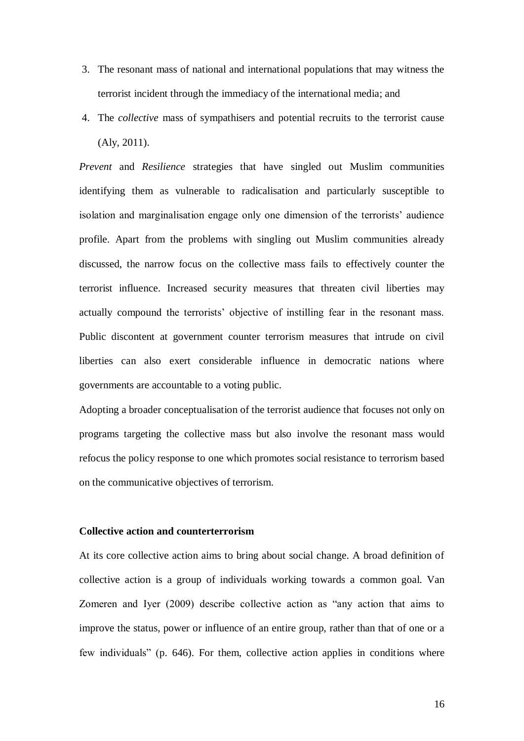3. The resonant mass of national and international populations that may witness the terrorist incident through the immediacy of the international media; and
4. The *collective* mass of sympathisers and potential recruits to the terrorist cause (Aly, 2011).

*Prevent* and *Resilience* strategies that have singled out Muslim communities identifying them as vulnerable to radicalisation and particularly susceptible to isolation and marginalisation engage only one dimension of the terrorists' audience profile. Apart from the problems with singling out Muslim communities already discussed, the narrow focus on the collective mass fails to effectively counter the terrorist influence. Increased security measures that threaten civil liberties may actually compound the terrorists' objective of instilling fear in the resonant mass. Public discontent at government counter terrorism measures that intrude on civil liberties can also exert considerable influence in democratic nations where governments are accountable to a voting public.

Adopting a broader conceptualisation of the terrorist audience that focuses not only on programs targeting the collective mass but also involve the resonant mass would refocus the policy response to one which promotes social resistance to terrorism based on the communicative objectives of terrorism.

**Collective action and counterterrorism**

At its core collective action aims to bring about social change. A broad definition of collective action is a group of individuals working towards a common goal. Van Zomeren and Iyer (2009) describe collective action as "any action that aims to improve the status, power or influence of an entire group, rather than that of one or a few individuals" (p. 646). For them, collective action applies in conditions where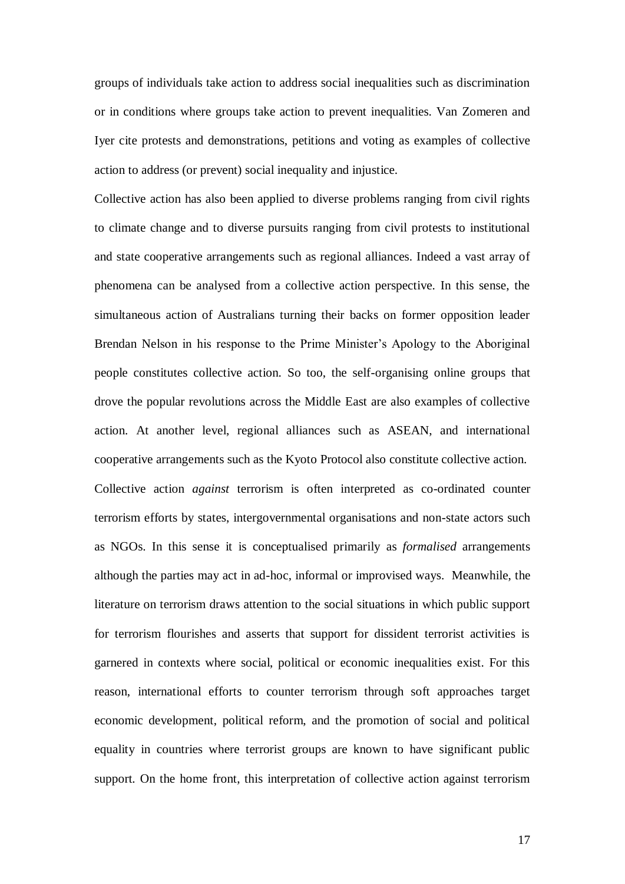groups of individuals take action to address social inequalities such as discrimination or in conditions where groups take action to prevent inequalities. Van Zomeren and Iyer cite protests and demonstrations, petitions and voting as examples of collective action to address (or prevent) social inequality and injustice.

Collective action has also been applied to diverse problems ranging from civil rights to climate change and to diverse pursuits ranging from civil protests to institutional and state cooperative arrangements such as regional alliances. Indeed a vast array of phenomena can be analysed from a collective action perspective. In this sense, the simultaneous action of Australians turning their backs on former opposition leader Brendan Nelson in his response to the Prime Minister's Apology to the Aboriginal people constitutes collective action. So too, the self-organising online groups that drove the popular revolutions across the Middle East are also examples of collective action. At another level, regional alliances such as ASEAN, and international cooperative arrangements such as the Kyoto Protocol also constitute collective action.

Collective action *against* terrorism is often interpreted as co-ordinated counter terrorism efforts by states, intergovernmental organisations and non-state actors such as NGOs. In this sense it is conceptualised primarily as *formalised* arrangements although the parties may act in ad-hoc, informal or improvised ways. Meanwhile, the literature on terrorism draws attention to the social situations in which public support for terrorism flourishes and asserts that support for dissident terrorist activities is garnered in contexts where social, political or economic inequalities exist. For this reason, international efforts to counter terrorism through soft approaches target economic development, political reform, and the promotion of social and political equality in countries where terrorist groups are known to have significant public support. On the home front, this interpretation of collective action against terrorism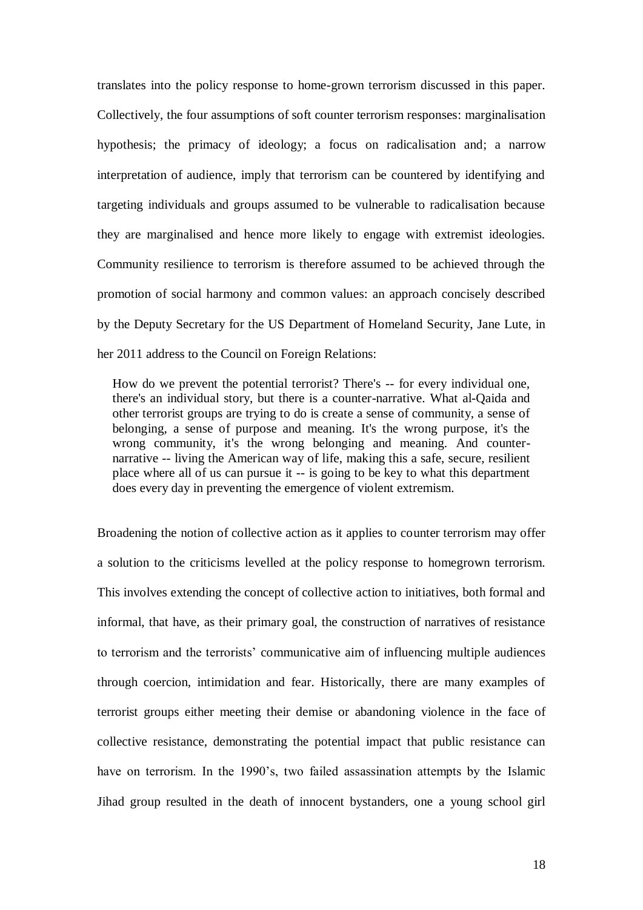translates into the policy response to home-grown terrorism discussed in this paper. Collectively, the four assumptions of soft counter terrorism responses: marginalisation hypothesis; the primacy of ideology; a focus on radicalisation and; a narrow interpretation of audience, imply that terrorism can be countered by identifying and targeting individuals and groups assumed to be vulnerable to radicalisation because they are marginalised and hence more likely to engage with extremist ideologies. Community resilience to terrorism is therefore assumed to be achieved through the promotion of social harmony and common values: an approach concisely described by the Deputy Secretary for the US Department of Homeland Security, Jane Lute, in her 2011 address to the Council on Foreign Relations:

> How do we prevent the potential terrorist? There's -- for every individual one, there's an individual story, but there is a counter-narrative. What al-Qaida and other terrorist groups are trying to do is create a sense of community, a sense of belonging, a sense of purpose and meaning. It's the wrong purpose, it's the wrong community, it's the wrong belonging and meaning. And counter-narrative -- living the American way of life, making this a safe, secure, resilient place where all of us can pursue it -- is going to be key to what this department does every day in preventing the emergence of violent extremism.

Broadening the notion of collective action as it applies to counter terrorism may offer a solution to the criticisms levelled at the policy response to homegrown terrorism. This involves extending the concept of collective action to initiatives, both formal and informal, that have, as their primary goal, the construction of narratives of resistance to terrorism and the terrorists' communicative aim of influencing multiple audiences through coercion, intimidation and fear. Historically, there are many examples of terrorist groups either meeting their demise or abandoning violence in the face of collective resistance, demonstrating the potential impact that public resistance can have on terrorism. In the 1990's, two failed assassination attempts by the Islamic Jihad group resulted in the death of innocent bystanders, one a young school girl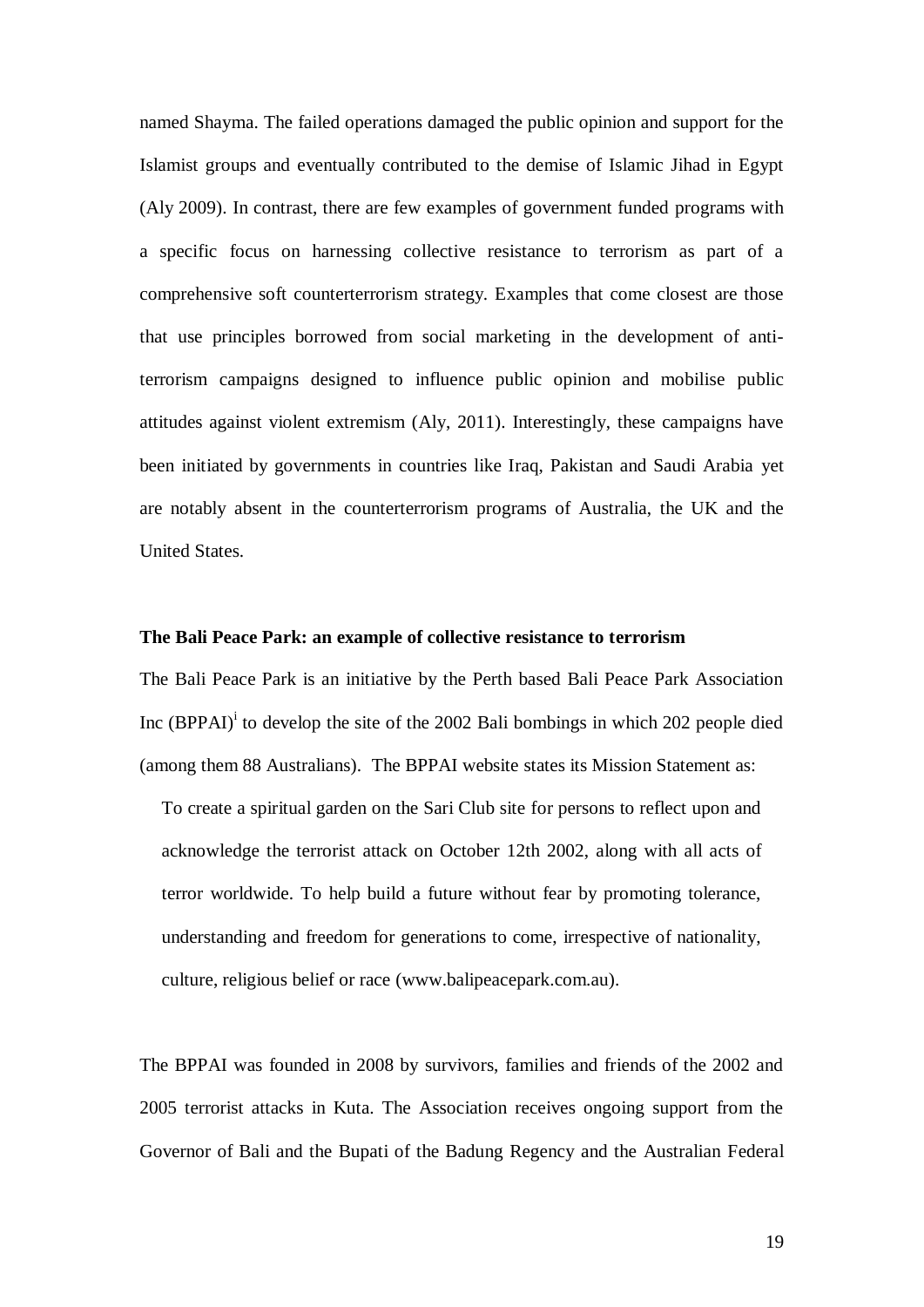named Shayma. The failed operations damaged the public opinion and support for the Islamist groups and eventually contributed to the demise of Islamic Jihad in Egypt (Aly 2009). In contrast, there are few examples of government funded programs with a specific focus on harnessing collective resistance to terrorism as part of a comprehensive soft counterterrorism strategy. Examples that come closest are those that use principles borrowed from social marketing in the development of anti-terrorism campaigns designed to influence public opinion and mobilise public attitudes against violent extremism (Aly, 2011). Interestingly, these campaigns have been initiated by governments in countries like Iraq, Pakistan and Saudi Arabia yet are notably absent in the counterterrorism programs of Australia, the UK and the United States.

**The Bali Peace Park: an example of collective resistance to terrorism**

The Bali Peace Park is an initiative by the Perth based Bali Peace Park Association Inc (BPPAI)[i] to develop the site of the 2002 Bali bombings in which 202 people died (among them 88 Australians). The BPPAI website states its Mission Statement as:

> To create a spiritual garden on the Sari Club site for persons to reflect upon and acknowledge the terrorist attack on October 12th 2002, along with all acts of terror worldwide. To help build a future without fear by promoting tolerance, understanding and freedom for generations to come, irrespective of nationality, culture, religious belief or race (www.balipeacepark.com.au).

The BPPAI was founded in 2008 by survivors, families and friends of the 2002 and 2005 terrorist attacks in Kuta. The Association receives ongoing support from the Governor of Bali and the Bupati of the Badung Regency and the Australian Federal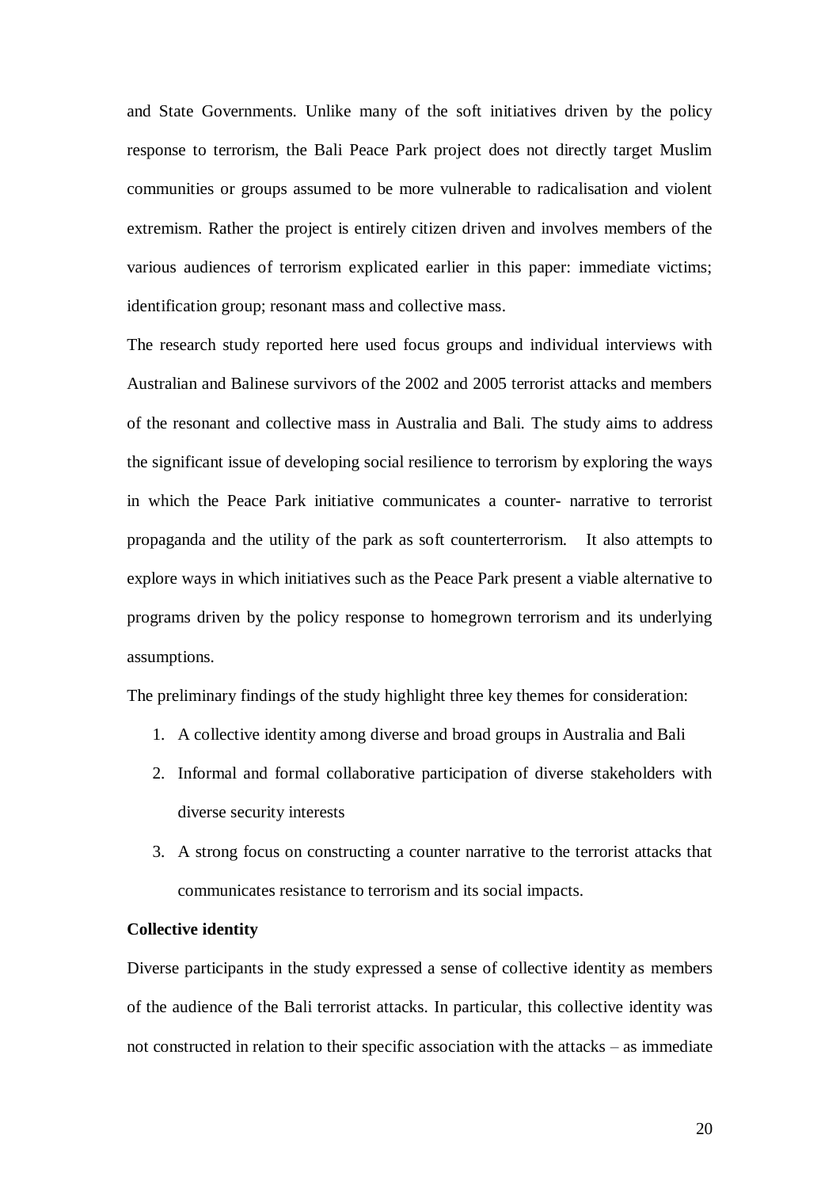and State Governments. Unlike many of the soft initiatives driven by the policy response to terrorism, the Bali Peace Park project does not directly target Muslim communities or groups assumed to be more vulnerable to radicalisation and violent extremism. Rather the project is entirely citizen driven and involves members of the various audiences of terrorism explicated earlier in this paper: immediate victims; identification group; resonant mass and collective mass.

The research study reported here used focus groups and individual interviews with Australian and Balinese survivors of the 2002 and 2005 terrorist attacks and members of the resonant and collective mass in Australia and Bali. The study aims to address the significant issue of developing social resilience to terrorism by exploring the ways in which the Peace Park initiative communicates a counter- narrative to terrorist propaganda and the utility of the park as soft counterterrorism. It also attempts to explore ways in which initiatives such as the Peace Park present a viable alternative to programs driven by the policy response to homegrown terrorism and its underlying assumptions.

The preliminary findings of the study highlight three key themes for consideration:

1. A collective identity among diverse and broad groups in Australia and Bali
2. Informal and formal collaborative participation of diverse stakeholders with diverse security interests
3. A strong focus on constructing a counter narrative to the terrorist attacks that communicates resistance to terrorism and its social impacts.

**Collective identity**

Diverse participants in the study expressed a sense of collective identity as members of the audience of the Bali terrorist attacks. In particular, this collective identity was not constructed in relation to their specific association with the attacks – as immediate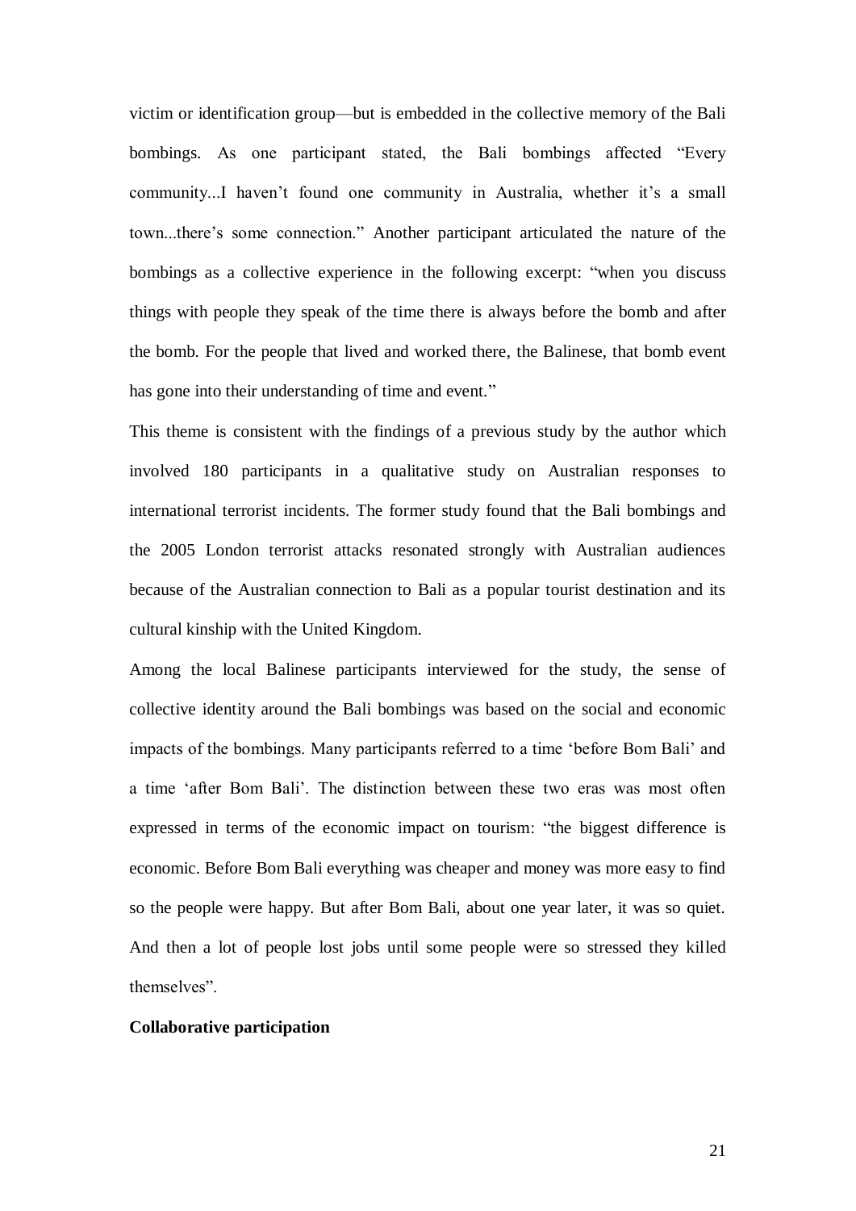victim or identification group—but is embedded in the collective memory of the Bali bombings. As one participant stated, the Bali bombings affected "Every community...I haven't found one community in Australia, whether it's a small town...there's some connection." Another participant articulated the nature of the bombings as a collective experience in the following excerpt: "when you discuss things with people they speak of the time there is always before the bomb and after the bomb. For the people that lived and worked there, the Balinese, that bomb event has gone into their understanding of time and event."

This theme is consistent with the findings of a previous study by the author which involved 180 participants in a qualitative study on Australian responses to international terrorist incidents. The former study found that the Bali bombings and the 2005 London terrorist attacks resonated strongly with Australian audiences because of the Australian connection to Bali as a popular tourist destination and its cultural kinship with the United Kingdom.

Among the local Balinese participants interviewed for the study, the sense of collective identity around the Bali bombings was based on the social and economic impacts of the bombings. Many participants referred to a time 'before Bom Bali' and a time 'after Bom Bali'. The distinction between these two eras was most often expressed in terms of the economic impact on tourism: "the biggest difference is economic. Before Bom Bali everything was cheaper and money was more easy to find so the people were happy. But after Bom Bali, about one year later, it was so quiet. And then a lot of people lost jobs until some people were so stressed they killed themselves".

**Collaborative participation**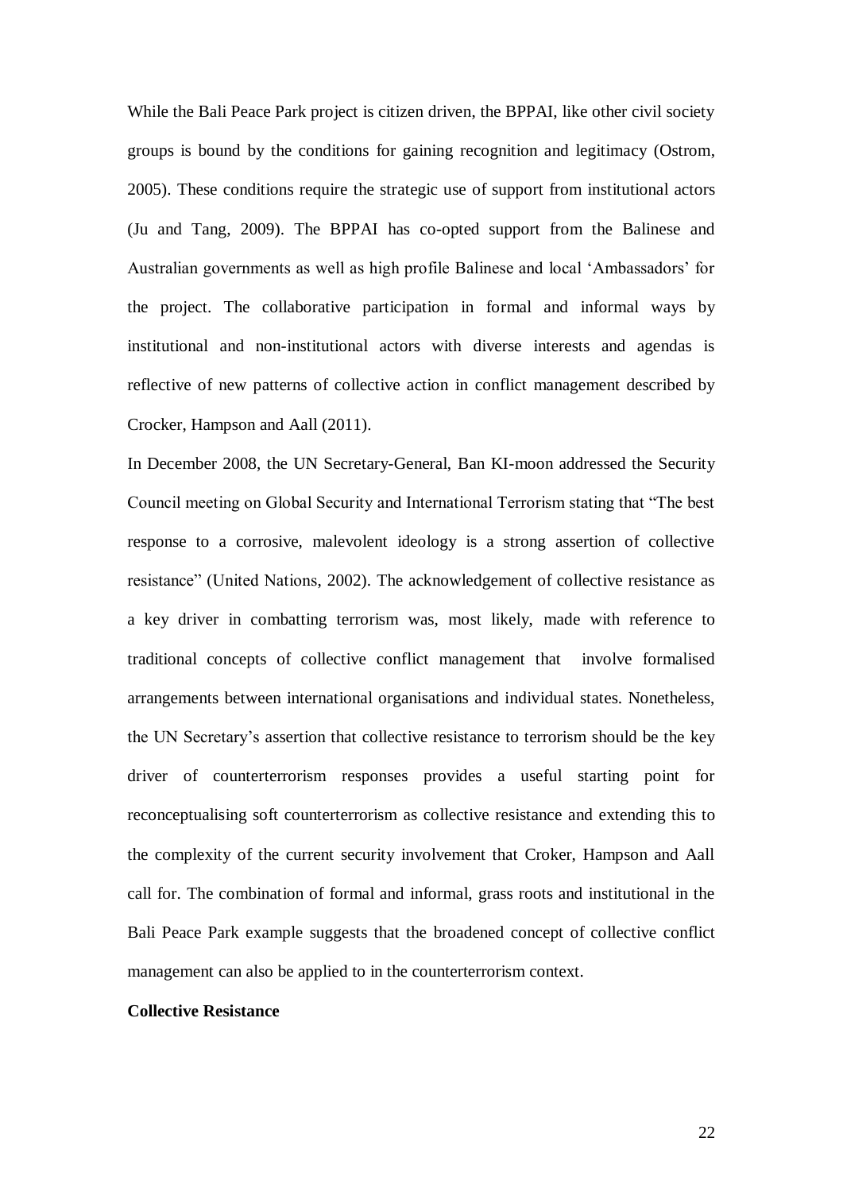While the Bali Peace Park project is citizen driven, the BPPAI, like other civil society groups is bound by the conditions for gaining recognition and legitimacy (Ostrom, 2005). These conditions require the strategic use of support from institutional actors (Ju and Tang, 2009). The BPPAI has co-opted support from the Balinese and Australian governments as well as high profile Balinese and local 'Ambassadors' for the project. The collaborative participation in formal and informal ways by institutional and non-institutional actors with diverse interests and agendas is reflective of new patterns of collective action in conflict management described by Crocker, Hampson and Aall (2011).

In December 2008, the UN Secretary-General, Ban KI-moon addressed the Security Council meeting on Global Security and International Terrorism stating that "The best response to a corrosive, malevolent ideology is a strong assertion of collective resistance" (United Nations, 2002). The acknowledgement of collective resistance as a key driver in combatting terrorism was, most likely, made with reference to traditional concepts of collective conflict management that involve formalised arrangements between international organisations and individual states. Nonetheless, the UN Secretary's assertion that collective resistance to terrorism should be the key driver of counterterrorism responses provides a useful starting point for reconceptualising soft counterterrorism as collective resistance and extending this to the complexity of the current security involvement that Croker, Hampson and Aall call for. The combination of formal and informal, grass roots and institutional in the Bali Peace Park example suggests that the broadened concept of collective conflict management can also be applied to in the counterterrorism context.

**Collective Resistance**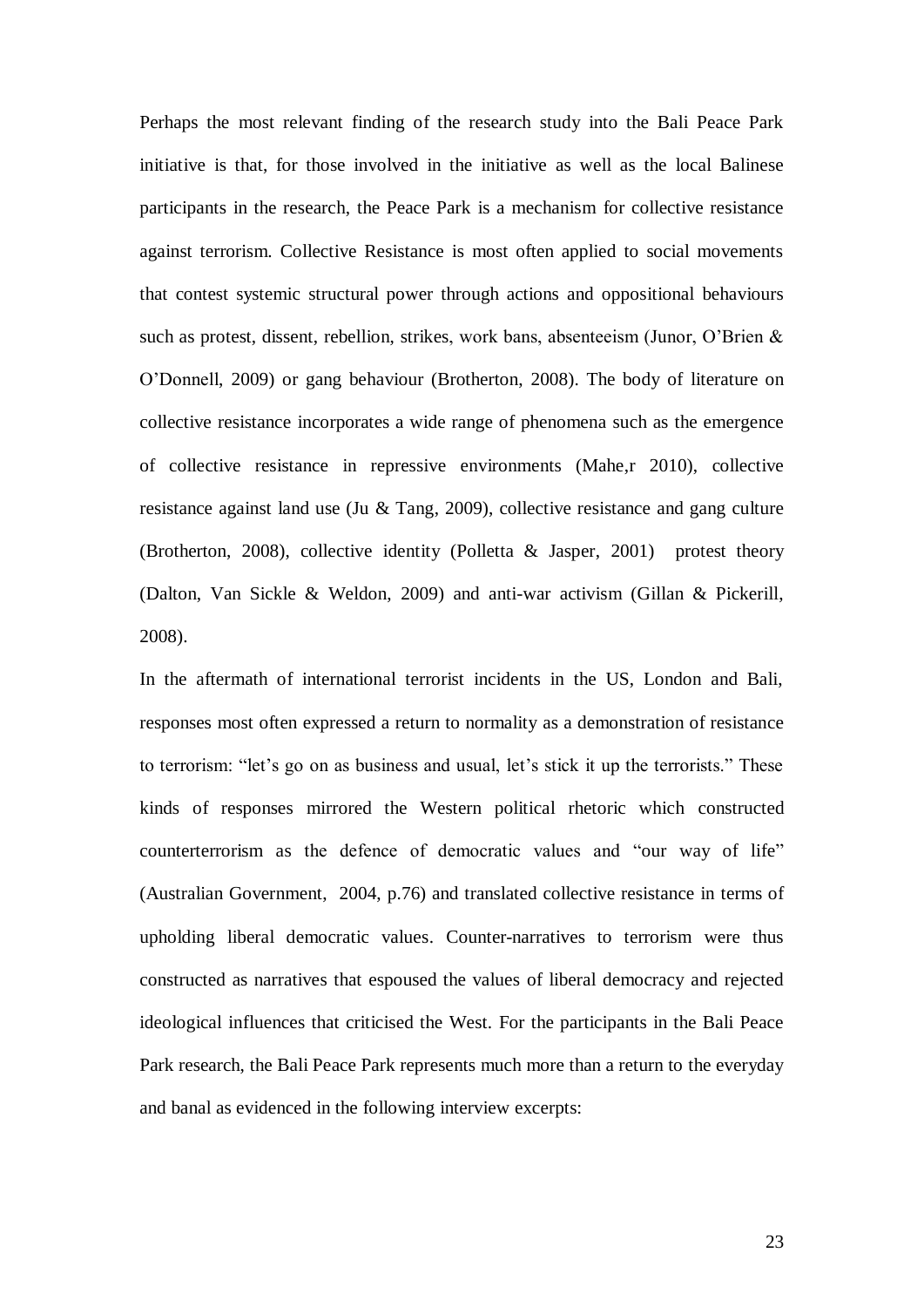Perhaps the most relevant finding of the research study into the Bali Peace Park initiative is that, for those involved in the initiative as well as the local Balinese participants in the research, the Peace Park is a mechanism for collective resistance against terrorism. Collective Resistance is most often applied to social movements that contest systemic structural power through actions and oppositional behaviours such as protest, dissent, rebellion, strikes, work bans, absenteeism (Junor, O'Brien & O'Donnell, 2009) or gang behaviour (Brotherton, 2008). The body of literature on collective resistance incorporates a wide range of phenomena such as the emergence of collective resistance in repressive environments (Mahe,r 2010), collective resistance against land use (Ju & Tang, 2009), collective resistance and gang culture (Brotherton, 2008), collective identity (Polletta & Jasper, 2001) protest theory (Dalton, Van Sickle & Weldon, 2009) and anti-war activism (Gillan & Pickerill, 2008).

In the aftermath of international terrorist incidents in the US, London and Bali, responses most often expressed a return to normality as a demonstration of resistance to terrorism: "let's go on as business and usual, let's stick it up the terrorists." These kinds of responses mirrored the Western political rhetoric which constructed counterterrorism as the defence of democratic values and "our way of life" (Australian Government, 2004, p.76) and translated collective resistance in terms of upholding liberal democratic values. Counter-narratives to terrorism were thus constructed as narratives that espoused the values of liberal democracy and rejected ideological influences that criticised the West. For the participants in the Bali Peace Park research, the Bali Peace Park represents much more than a return to the everyday and banal as evidenced in the following interview excerpts: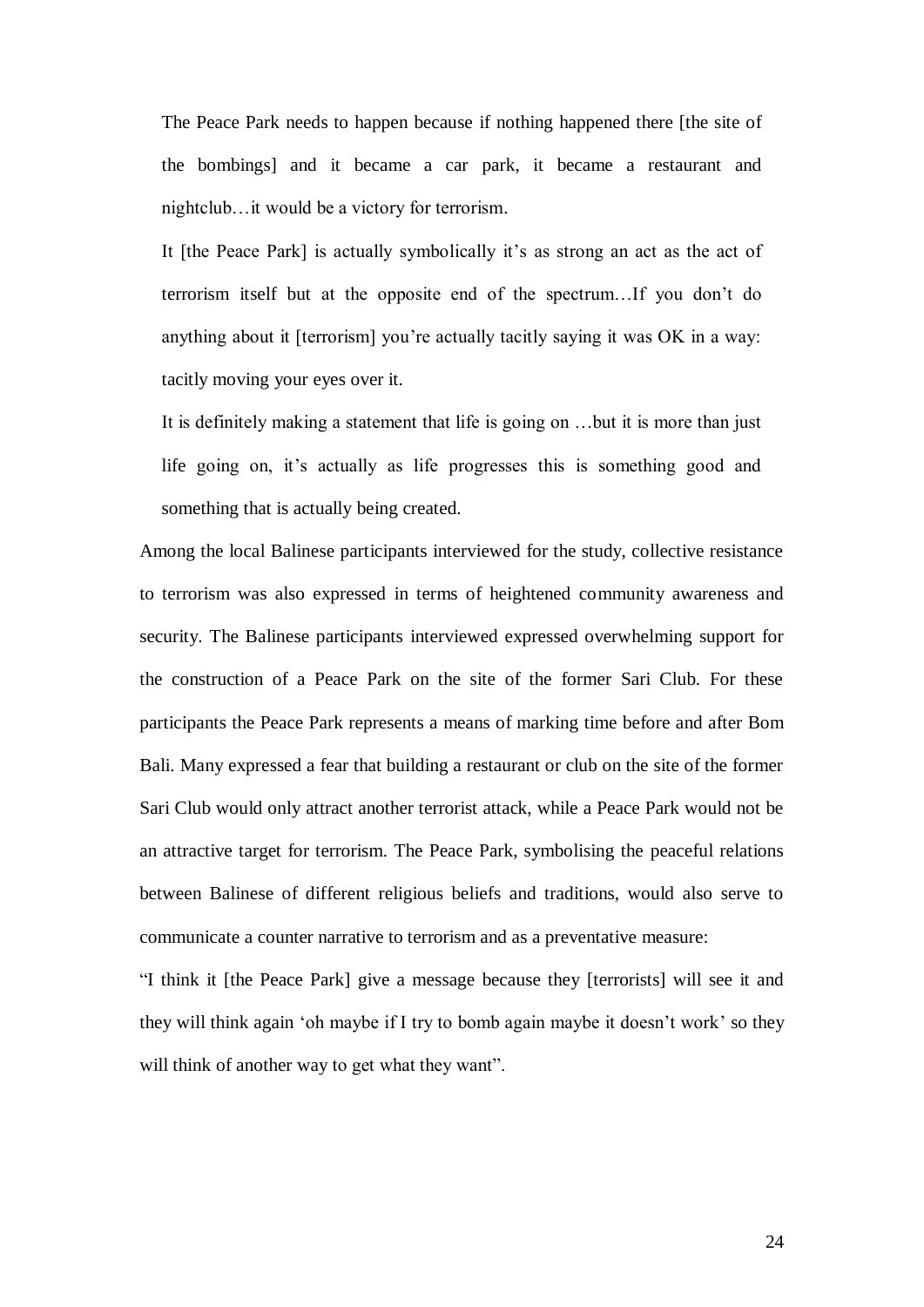> The Peace Park needs to happen because if nothing happened there [the site of the bombings] and it became a car park, it became a restaurant and nightclub…it would be a victory for terrorism.
>
> It [the Peace Park] is actually symbolically it's as strong an act as the act of terrorism itself but at the opposite end of the spectrum…If you don't do anything about it [terrorism] you're actually tacitly saying it was OK in a way: tacitly moving your eyes over it.
>
> It is definitely making a statement that life is going on …but it is more than just life going on, it's actually as life progresses this is something good and something that is actually being created.

Among the local Balinese participants interviewed for the study, collective resistance to terrorism was also expressed in terms of heightened community awareness and security. The Balinese participants interviewed expressed overwhelming support for the construction of a Peace Park on the site of the former Sari Club. For these participants the Peace Park represents a means of marking time before and after Bom Bali. Many expressed a fear that building a restaurant or club on the site of the former Sari Club would only attract another terrorist attack, while a Peace Park would not be an attractive target for terrorism. The Peace Park, symbolising the peaceful relations between Balinese of different religious beliefs and traditions, would also serve to communicate a counter narrative to terrorism and as a preventative measure:

"I think it [the Peace Park] give a message because they [terrorists] will see it and they will think again 'oh maybe if I try to bomb again maybe it doesn't work' so they will think of another way to get what they want".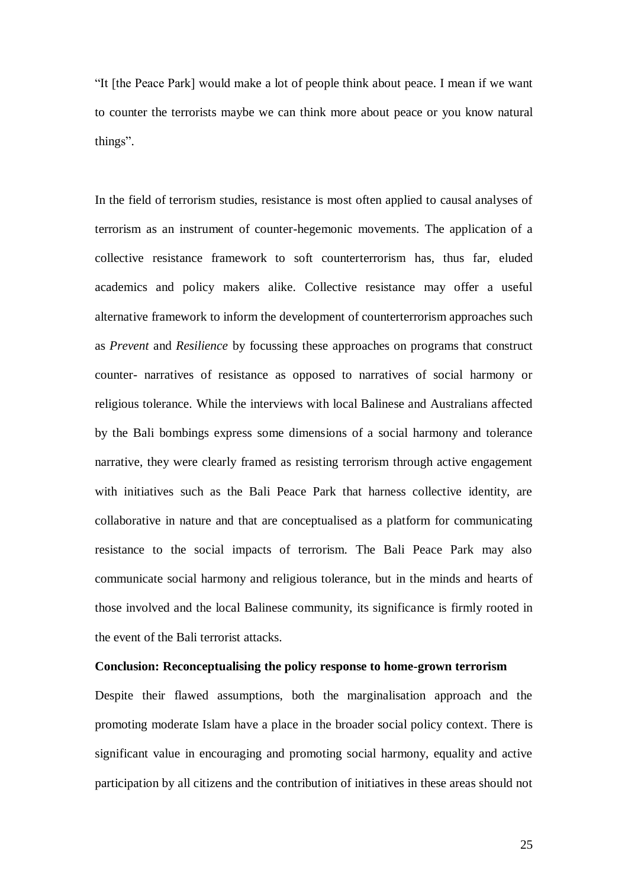"It [the Peace Park] would make a lot of people think about peace. I mean if we want to counter the terrorists maybe we can think more about peace or you know natural things".

In the field of terrorism studies, resistance is most often applied to causal analyses of terrorism as an instrument of counter-hegemonic movements. The application of a collective resistance framework to soft counterterrorism has, thus far, eluded academics and policy makers alike. Collective resistance may offer a useful alternative framework to inform the development of counterterrorism approaches such as *Prevent* and *Resilience* by focussing these approaches on programs that construct counter- narratives of resistance as opposed to narratives of social harmony or religious tolerance. While the interviews with local Balinese and Australians affected by the Bali bombings express some dimensions of a social harmony and tolerance narrative, they were clearly framed as resisting terrorism through active engagement with initiatives such as the Bali Peace Park that harness collective identity, are collaborative in nature and that are conceptualised as a platform for communicating resistance to the social impacts of terrorism. The Bali Peace Park may also communicate social harmony and religious tolerance, but in the minds and hearts of those involved and the local Balinese community, its significance is firmly rooted in the event of the Bali terrorist attacks.

## Conclusion: Reconceptualising the policy response to home-grown terrorism

Despite their flawed assumptions, both the marginalisation approach and the promoting moderate Islam have a place in the broader social policy context. There is significant value in encouraging and promoting social harmony, equality and active participation by all citizens and the contribution of initiatives in these areas should not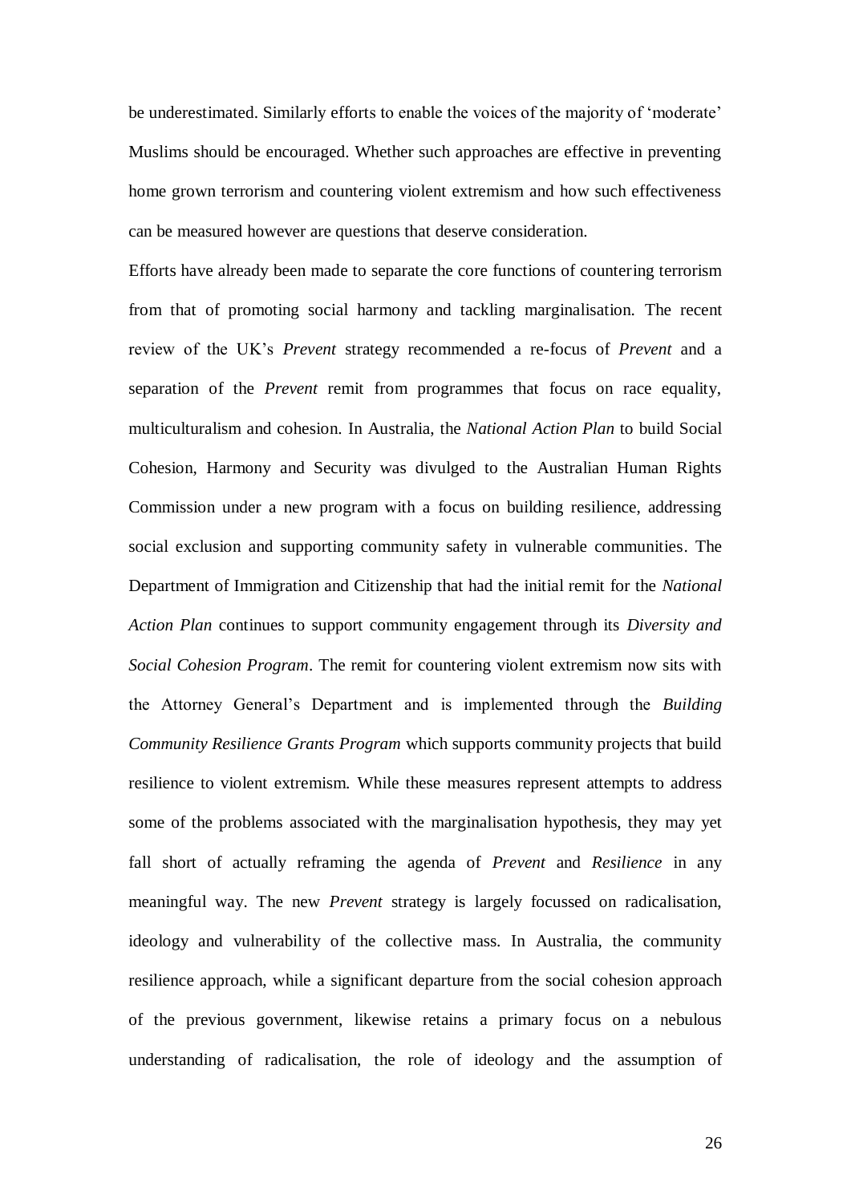be underestimated. Similarly efforts to enable the voices of the majority of 'moderate' Muslims should be encouraged. Whether such approaches are effective in preventing home grown terrorism and countering violent extremism and how such effectiveness can be measured however are questions that deserve consideration.

Efforts have already been made to separate the core functions of countering terrorism from that of promoting social harmony and tackling marginalisation. The recent review of the UK's *Prevent* strategy recommended a re-focus of *Prevent* and a separation of the *Prevent* remit from programmes that focus on race equality, multiculturalism and cohesion. In Australia, the *National Action Plan* to build Social Cohesion, Harmony and Security was divulged to the Australian Human Rights Commission under a new program with a focus on building resilience, addressing social exclusion and supporting community safety in vulnerable communities. The Department of Immigration and Citizenship that had the initial remit for the *National Action Plan* continues to support community engagement through its *Diversity and Social Cohesion Program*. The remit for countering violent extremism now sits with the Attorney General's Department and is implemented through the *Building Community Resilience Grants Program* which supports community projects that build resilience to violent extremism. While these measures represent attempts to address some of the problems associated with the marginalisation hypothesis, they may yet fall short of actually reframing the agenda of *Prevent* and *Resilience* in any meaningful way. The new *Prevent* strategy is largely focussed on radicalisation, ideology and vulnerability of the collective mass. In Australia, the community resilience approach, while a significant departure from the social cohesion approach of the previous government, likewise retains a primary focus on a nebulous understanding of radicalisation, the role of ideology and the assumption of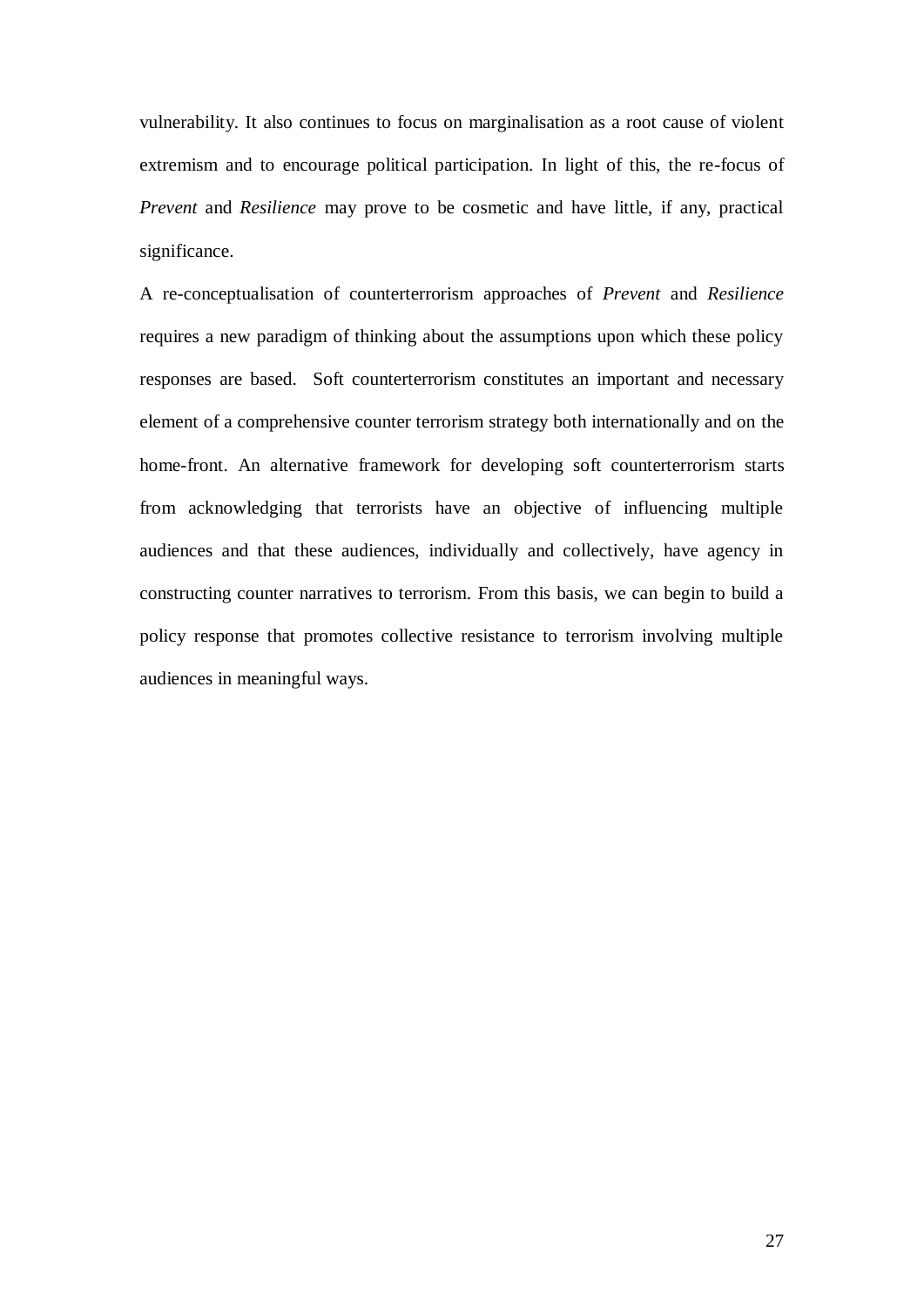vulnerability. It also continues to focus on marginalisation as a root cause of violent extremism and to encourage political participation. In light of this, the re-focus of *Prevent* and *Resilience* may prove to be cosmetic and have little, if any, practical significance.

A re-conceptualisation of counterterrorism approaches of *Prevent* and *Resilience* requires a new paradigm of thinking about the assumptions upon which these policy responses are based. Soft counterterrorism constitutes an important and necessary element of a comprehensive counter terrorism strategy both internationally and on the home-front. An alternative framework for developing soft counterterrorism starts from acknowledging that terrorists have an objective of influencing multiple audiences and that these audiences, individually and collectively, have agency in constructing counter narratives to terrorism. From this basis, we can begin to build a policy response that promotes collective resistance to terrorism involving multiple audiences in meaningful ways.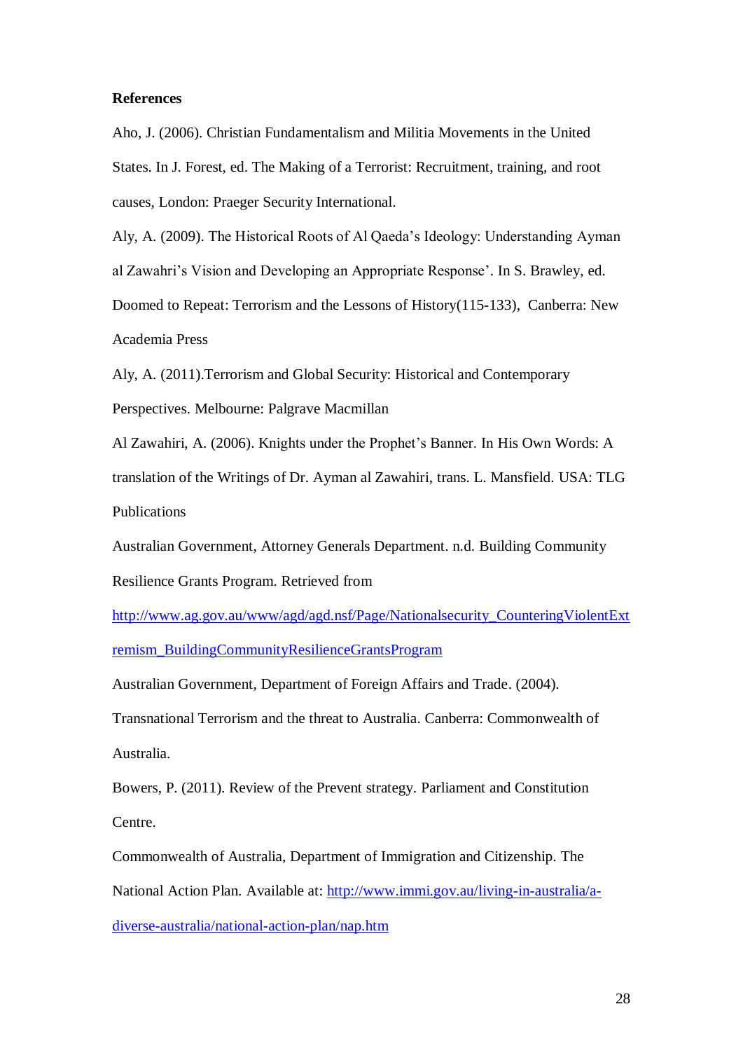**References**

Aho, J. (2006). Christian Fundamentalism and Militia Movements in the United States. In J. Forest, ed. The Making of a Terrorist: Recruitment, training, and root causes, London: Praeger Security International.

Aly, A. (2009). The Historical Roots of Al Qaeda's Ideology: Understanding Ayman al Zawahri's Vision and Developing an Appropriate Response'. In S. Brawley, ed. Doomed to Repeat: Terrorism and the Lessons of History(115-133), Canberra: New Academia Press

Aly, A. (2011).Terrorism and Global Security: Historical and Contemporary Perspectives. Melbourne: Palgrave Macmillan

Al Zawahiri, A. (2006). Knights under the Prophet's Banner. In His Own Words: A translation of the Writings of Dr. Ayman al Zawahiri, trans. L. Mansfield. USA: TLG Publications

Australian Government, Attorney Generals Department. n.d. Building Community Resilience Grants Program. Retrieved from http://www.ag.gov.au/www/agd/agd.nsf/Page/Nationalsecurity_CounteringViolentExtremism_BuildingCommunityResilienceGrantsProgram

Australian Government, Department of Foreign Affairs and Trade. (2004). Transnational Terrorism and the threat to Australia. Canberra: Commonwealth of Australia.

Bowers, P. (2011). Review of the Prevent strategy. Parliament and Constitution Centre.

Commonwealth of Australia, Department of Immigration and Citizenship. The National Action Plan. Available at: http://www.immi.gov.au/living-in-australia/a-diverse-australia/national-action-plan/nap.htm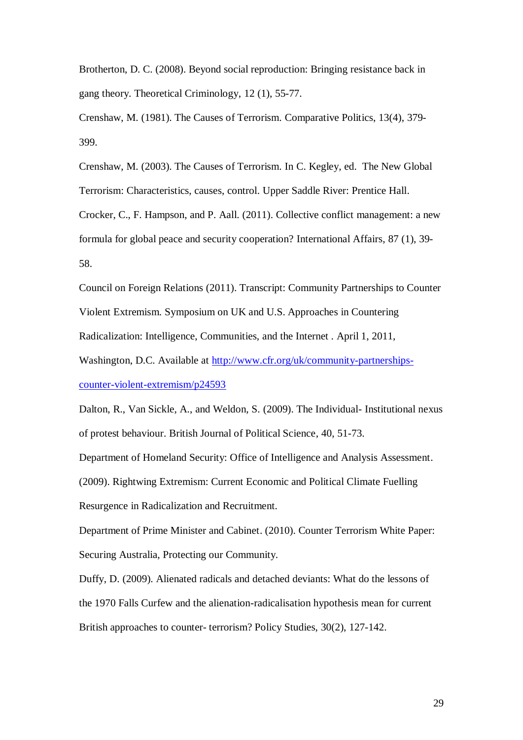Brotherton, D. C. (2008). Beyond social reproduction: Bringing resistance back in gang theory. Theoretical Criminology, 12 (1), 55-77.

Crenshaw, M. (1981). The Causes of Terrorism. Comparative Politics, 13(4), 379-399.

Crenshaw, M. (2003). The Causes of Terrorism. In C. Kegley, ed. The New Global Terrorism: Characteristics, causes, control. Upper Saddle River: Prentice Hall.

Crocker, C., F. Hampson, and P. Aall. (2011). Collective conflict management: a new formula for global peace and security cooperation? International Affairs, 87 (1), 39-58.

Council on Foreign Relations (2011). Transcript: Community Partnerships to Counter Violent Extremism. Symposium on UK and U.S. Approaches in Countering Radicalization: Intelligence, Communities, and the Internet . April 1, 2011, Washington, D.C. Available at [http://www.cfr.org/uk/community-partnerships-counter-violent-extremism/p24593](http://www.cfr.org/uk/community-partnerships-counter-violent-extremism/p24593)

Dalton, R., Van Sickle, A., and Weldon, S. (2009). The Individual- Institutional nexus of protest behaviour. British Journal of Political Science, 40, 51-73.

Department of Homeland Security: Office of Intelligence and Analysis Assessment. (2009). Rightwing Extremism: Current Economic and Political Climate Fuelling Resurgence in Radicalization and Recruitment.

Department of Prime Minister and Cabinet. (2010). Counter Terrorism White Paper: Securing Australia, Protecting our Community.

Duffy, D. (2009). Alienated radicals and detached deviants: What do the lessons of the 1970 Falls Curfew and the alienation-radicalisation hypothesis mean for current British approaches to counter- terrorism? Policy Studies, 30(2), 127-142.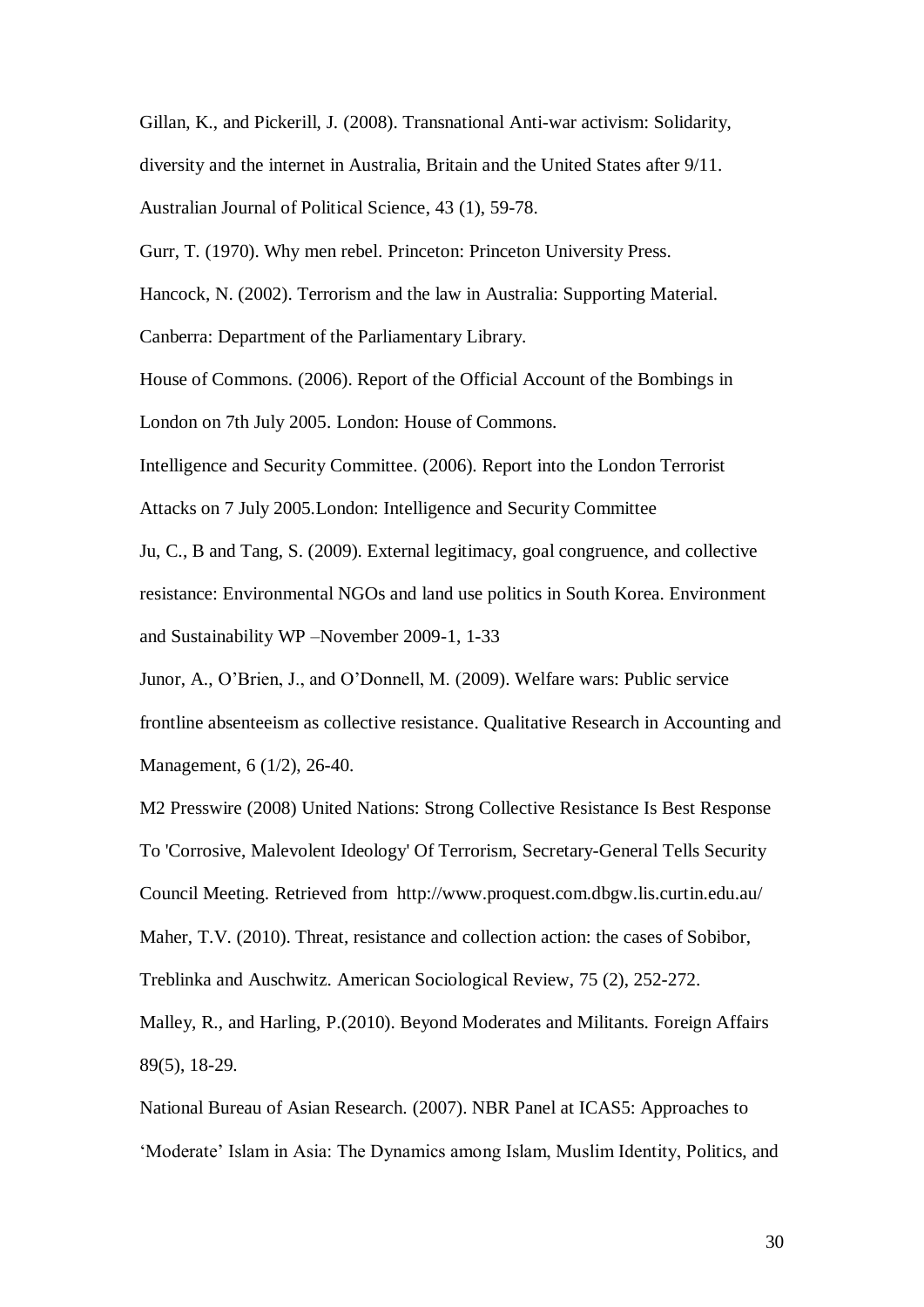Gillan, K., and Pickerill, J. (2008). Transnational Anti-war activism: Solidarity, diversity and the internet in Australia, Britain and the United States after 9/11. Australian Journal of Political Science, 43 (1), 59-78.

Gurr, T. (1970). Why men rebel. Princeton: Princeton University Press.

Hancock, N. (2002). Terrorism and the law in Australia: Supporting Material. Canberra: Department of the Parliamentary Library.

House of Commons. (2006). Report of the Official Account of the Bombings in London on 7th July 2005. London: House of Commons.

Intelligence and Security Committee. (2006). Report into the London Terrorist Attacks on 7 July 2005.London: Intelligence and Security Committee

Ju, C., B and Tang, S. (2009). External legitimacy, goal congruence, and collective resistance: Environmental NGOs and land use politics in South Korea. Environment and Sustainability WP –November 2009-1, 1-33

Junor, A., O'Brien, J., and O'Donnell, M. (2009). Welfare wars: Public service frontline absenteeism as collective resistance. Qualitative Research in Accounting and Management, 6 (1/2), 26-40.

M2 Presswire (2008) United Nations: Strong Collective Resistance Is Best Response To 'Corrosive, Malevolent Ideology' Of Terrorism, Secretary-General Tells Security Council Meeting. Retrieved from http://www.proquest.com.dbgw.lis.curtin.edu.au/

Maher, T.V. (2010). Threat, resistance and collection action: the cases of Sobibor, Treblinka and Auschwitz. American Sociological Review, 75 (2), 252-272.

Malley, R., and Harling, P.(2010). Beyond Moderates and Militants. Foreign Affairs 89(5), 18-29.

National Bureau of Asian Research. (2007). NBR Panel at ICAS5: Approaches to 'Moderate' Islam in Asia: The Dynamics among Islam, Muslim Identity, Politics, and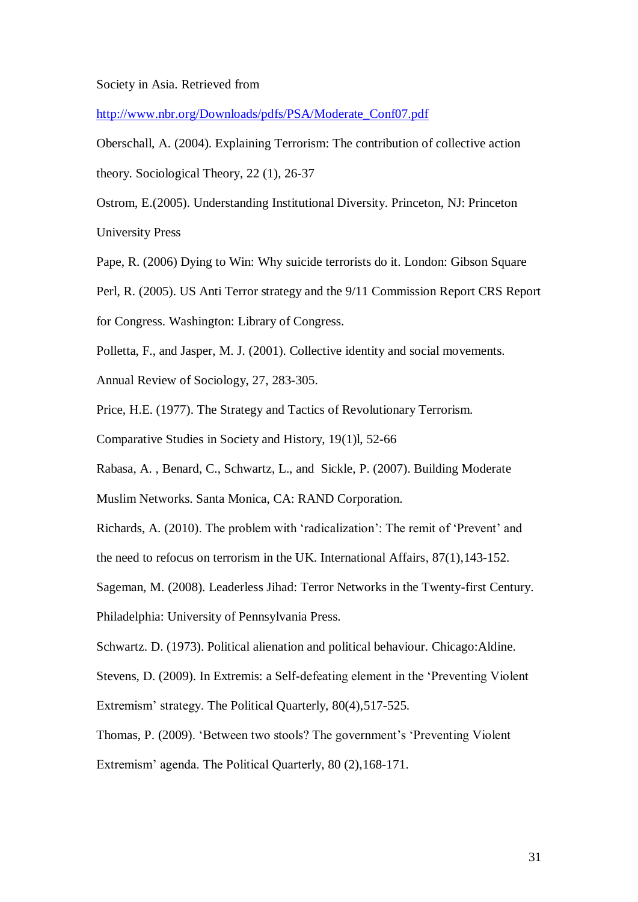Society in Asia. Retrieved from

http://www.nbr.org/Downloads/pdfs/PSA/Moderate_Conf07.pdf

Oberschall, A. (2004). Explaining Terrorism: The contribution of collective action theory. Sociological Theory, 22 (1), 26-37

Ostrom, E.(2005). Understanding Institutional Diversity. Princeton, NJ: Princeton University Press

Pape, R. (2006) Dying to Win: Why suicide terrorists do it. London: Gibson Square

Perl, R. (2005). US Anti Terror strategy and the 9/11 Commission Report CRS Report for Congress. Washington: Library of Congress.

Polletta, F., and Jasper, M. J. (2001). Collective identity and social movements. Annual Review of Sociology, 27, 283-305.

Price, H.E. (1977). The Strategy and Tactics of Revolutionary Terrorism. Comparative Studies in Society and History, 19(1)l, 52-66

Rabasa, A. , Benard, C., Schwartz, L., and Sickle, P. (2007). Building Moderate Muslim Networks. Santa Monica, CA: RAND Corporation.

Richards, A. (2010). The problem with 'radicalization': The remit of 'Prevent' and the need to refocus on terrorism in the UK. International Affairs, 87(1),143-152.

Sageman, M. (2008). Leaderless Jihad: Terror Networks in the Twenty-first Century. Philadelphia: University of Pennsylvania Press.

Schwartz. D. (1973). Political alienation and political behaviour. Chicago:Aldine.

Stevens, D. (2009). In Extremis: a Self-defeating element in the 'Preventing Violent Extremism' strategy. The Political Quarterly, 80(4),517-525.

Thomas, P. (2009). 'Between two stools? The government's 'Preventing Violent Extremism' agenda. The Political Quarterly, 80 (2),168-171.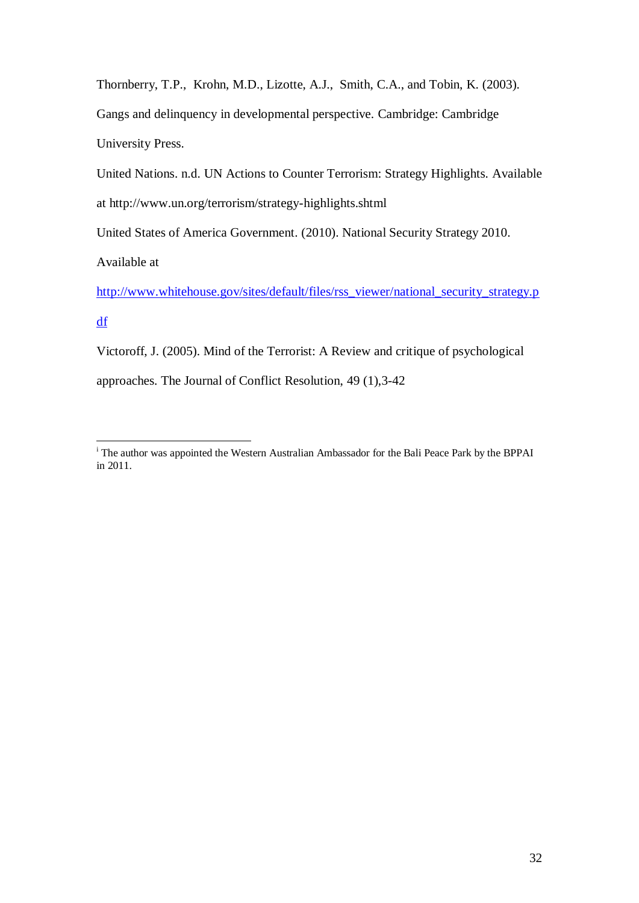Thornberry, T.P., Krohn, M.D., Lizotte, A.J., Smith, C.A., and Tobin, K. (2003). Gangs and delinquency in developmental perspective. Cambridge: Cambridge University Press.

United Nations. n.d. UN Actions to Counter Terrorism: Strategy Highlights. Available at http://www.un.org/terrorism/strategy-highlights.shtml

United States of America Government. (2010). National Security Strategy 2010. Available at http://www.whitehouse.gov/sites/default/files/rss_viewer/national_security_strategy.pdf

Victoroff, J. (2005). Mind of the Terrorist: A Review and critique of psychological approaches. The Journal of Conflict Resolution, 49 (1),3-42

---

[i] The author was appointed the Western Australian Ambassador for the Bali Peace Park by the BPPAI in 2011.